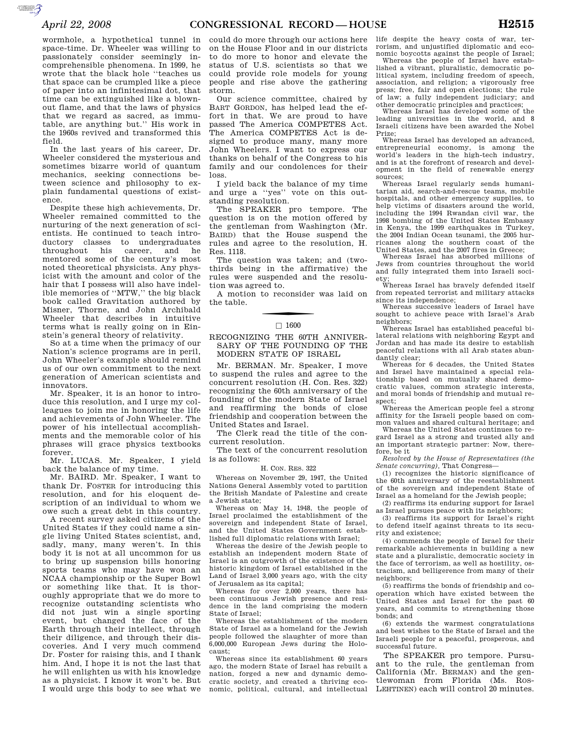wormhole, a hypothetical tunnel in space-time. Dr. Wheeler was willing to passionately consider seemingly incomprehensible phenomena. In 1999, he wrote that the black hole ''teaches us that space can be crumpled like a piece of paper into an infinitesimal dot, that time can be extinguished like a blown-out flame, and that the laws of physics that we regard as sacred, as immutable, are anything but.'' His work in the 1960s revived and transformed this field.

In the last years of his career, Dr. Wheeler considered the mysterious and sometimes bizarre world of quantum mechanics, seeking connections between science and philosophy to explain fundamental questions of existence.

Despite these high achievements, Dr. Wheeler remained committed to the nurturing of the next generation of scientists. He continued to teach introductory classes to undergraduates throughout his career, and he mentored some of the century's most noted theoretical physicists. Any physicist with the amount and color of the hair that I possess will also have indelible memories of ''MTW,'' the big black book called Gravitation authored by Misner, Thorne, and John Archibald Wheeler that describes in intuitive terms what is really going on in Einstein's general theory of relativity.

So at a time when the primacy of our Nation's science programs are in peril, John Wheeler's example should remind us of our own commitment to the next generation of American scientists and innovators.

Mr. Speaker, it is an honor to introduce this resolution, and I urge my colleagues to join me in honoring the life and achievements of John Wheeler. The power of his intellectual accomplishments and the memorable color of his phrases will grace physics textbooks forever.

Mr. LUCAS. Mr. Speaker, I yield back the balance of my time.

Mr. BAIRD. Mr. Speaker, I want to thank Dr. FOSTER for introducing this resolution, and for his eloquent description of an individual to whom we owe such a great debt in this country.

A recent survey asked citizens of the United States if they could name a single living United States scientist, and, sadly, many, many weren't. In this body it is not at all uncommon for us to bring up suspension bills honoring sports teams who may have won an NCAA championship or the Super Bowl or something like that. It is thoroughly appropriate that we do more to recognize outstanding scientists who did not just win a single sporting event, but changed the face of the Earth through their intellect, through their diligence, and through their discoveries. And I very much commend Dr. Foster for raising this, and I thank him. And, I hope it is not the last that he will enlighten us with his knowledge as a physicist. I know it won't be. But I would urge this body to see what we could do more through our actions here on the House Floor and in our districts to do more to honor and elevate the status of U.S. scientists so that we could provide role models for young people and rise above the gathering storm.

Our science committee, chaired by BART GORDON, has helped lead the effort in that. We are proud to have passed The America COMPETES Act. The America COMPETES Act is designed to produce many, many more John Wheelers. I want to express our thanks on behalf of the Congress to his family and our condolences for their loss.

I yield back the balance of my time and urge a ''yes'' vote on this outstanding resolution.

The SPEAKER pro tempore. The question is on the motion offered by the gentleman from Washington (Mr. BAIRD) that the House suspend the rules and agree to the resolution, H. Res. 1118.

The question was taken; and (two-thirds being in the affirmative) the rules were suspended and the resolution was agreed to.

A motion to reconsider was laid on the table.

---

□ 1600

## RECOGNIZING THE 60TH ANNIVERSARY OF THE FOUNDING OF THE MODERN STATE OF ISRAEL

Mr. BERMAN. Mr. Speaker, I move to suspend the rules and agree to the concurrent resolution (H. Con. Res. 322) recognizing the 60th anniversary of the founding of the modern State of Israel and reaffirming the bonds of close friendship and cooperation between the United States and Israel.

The Clerk read the title of the concurrent resolution.

The text of the concurrent resolution is as follows:

H. CON. RES. 322

Whereas on November 29, 1947, the United Nations General Assembly voted to partition the British Mandate of Palestine and create a Jewish state;

Whereas on May 14, 1948, the people of Israel proclaimed the establishment of the sovereign and independent State of Israel, and the United States Government established full diplomatic relations with Israel;

Whereas the desire of the Jewish people to establish an independent modern State of Israel is an outgrowth of the existence of the historic kingdom of Israel established in the Land of Israel 3,000 years ago, with the city of Jerusalem as its capital;

Whereas for over 2,000 years, there has been continuous Jewish presence and residence in the land comprising the modern State of Israel;

Whereas the establishment of the modern State of Israel as a homeland for the Jewish people followed the slaughter of more than 6,000,000 European Jews during the Holocaust;

Whereas since its establishment 60 years ago, the modern State of Israel has rebuilt a nation, forged a new and dynamic democratic society, and created a thriving economic, political, cultural, and intellectual life despite the heavy costs of war, terrorism, and unjustified diplomatic and economic boycotts against the people of Israel;

Whereas the people of Israel have established a vibrant, pluralistic, democratic political system, including freedom of speech, association, and religion; a vigorously free press; free, fair and open elections; the rule of law; a fully independent judiciary; and other democratic principles and practices;

Whereas Israel has developed some of the leading universities in the world, and 8 Israeli citizens have been awarded the Nobel Prize;

Whereas Israel has developed an advanced, entrepreneurial economy, is among the world's leaders in the high-tech industry, and is at the forefront of research and development in the field of renewable energy sources;

Whereas Israel regularly sends humanitarian aid, search-and-rescue teams, mobile hospitals, and other emergency supplies, to help victims of disasters around the world, including the 1994 Rwandan civil war, the 1998 bombing of the United States Embassy in Kenya, the 1999 earthquakes in Turkey, the 2004 Indian Ocean tsunami, the 2005 hurricanes along the southern coast of the United States, and the 2007 fires in Greece;

Whereas Israel has absorbed millions of Jews from countries throughout the world and fully integrated them into Israeli society;

Whereas Israel has bravely defended itself from repeated terrorist and military attacks since its independence;

Whereas successive leaders of Israel have sought to achieve peace with Israel's Arab neighbors;

Whereas Israel has established peaceful bilateral relations with neighboring Egypt and Jordan and has made its desire to establish peaceful relations with all Arab states abundantly clear;

Whereas for 6 decades, the United States and Israel have maintained a special relationship based on mutually shared democratic values, common strategic interests, and moral bonds of friendship and mutual respect;

Whereas the American people feel a strong affinity for the Israeli people based on common values and shared cultural heritage; and

Whereas the United States continues to regard Israel as a strong and trusted ally and an important strategic partner: Now, therefore, be it

*Resolved by the House of Representatives (the Senate concurring)*, That Congress—

(1) recognizes the historic significance of the 60th anniversary of the reestablishment of the sovereign and independent State of Israel as a homeland for the Jewish people;

(2) reaffirms its enduring support for Israel as Israel pursues peace with its neighbors;

(3) reaffirms its support for Israel's right to defend itself against threats to its security and existence;

(4) commends the people of Israel for their remarkable achievements in building a new state and a pluralistic, democratic society in the face of terrorism, as well as hostility, ostracism, and belligerence from many of their neighbors;

(5) reaffirms the bonds of friendship and cooperation which have existed between the United States and Israel for the past 60 years, and commits to strengthening those bonds; and

(6) extends the warmest congratulations and best wishes to the State of Israel and the Israeli people for a peaceful, prosperous, and successful future.

The SPEAKER pro tempore. Pursuant to the rule, the gentleman from California (Mr. BERMAN) and the gentlewoman from Florida (Ms. ROS-LEHTINEN) each will control 20 minutes.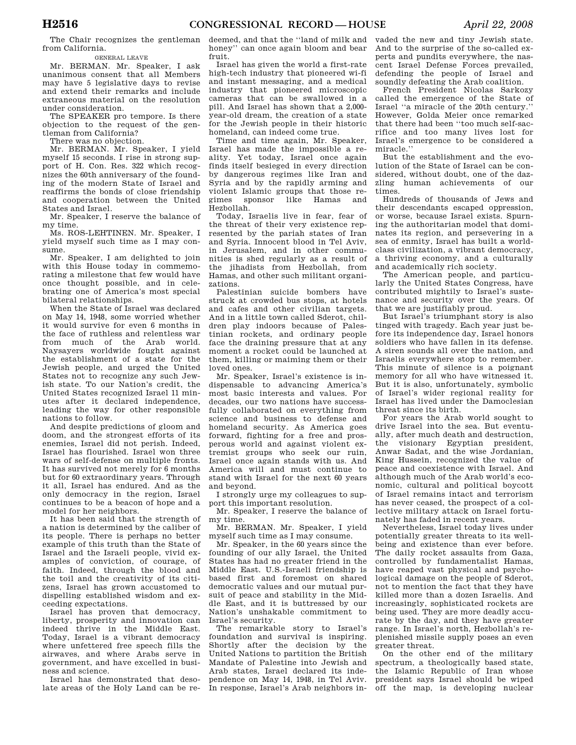The Chair recognizes the gentleman from California.

GENERAL LEAVE

Mr. BERMAN. Mr. Speaker, I ask unanimous consent that all Members may have 5 legislative days to revise and extend their remarks and include extraneous material on the resolution under consideration.

The SPEAKER pro tempore. Is there objection to the request of the gentleman from California?

There was no objection.

Mr. BERMAN. Mr. Speaker, I yield myself 15 seconds. I rise in strong support of H. Con. Res. 322 which recognizes the 60th anniversary of the founding of the modern State of Israel and reaffirms the bonds of close friendship and cooperation between the United States and Israel.

Mr. Speaker, I reserve the balance of my time.

Ms. ROS-LEHTINEN. Mr. Speaker, I yield myself such time as I may consume.

Mr. Speaker, I am delighted to join with this House today in commemorating a milestone that few would have once thought possible, and in celebrating one of America's most special bilateral relationships.

When the State of Israel was declared on May 14, 1948, some worried whether it would survive for even 6 months in the face of ruthless and relentless war from much of the Arab world. Naysayers worldwide fought against the establishment of a state for the Jewish people, and urged the United States not to recognize any such Jewish state. To our Nation's credit, the United States recognized Israel 11 minutes after it declared independence, leading the way for other responsible nations to follow.

And despite predictions of gloom and doom, and the strongest efforts of its enemies, Israel did not perish. Indeed, Israel has flourished. Israel won three wars of self-defense on multiple fronts. It has survived not merely for 6 months but for 60 extraordinary years. Through it all, Israel has endured. And as the only democracy in the region, Israel continues to be a beacon of hope and a model for her neighbors.

It has been said that the strength of a nation is determined by the caliber of its people. There is perhaps no better example of this truth than the State of Israel and the Israeli people, vivid examples of conviction, of courage, of faith. Indeed, through the blood and the toil and the creativity of its citizens, Israel has grown accustomed to dispelling established wisdom and exceeding expectations.

Israel has proven that democracy, liberty, prosperity and innovation can indeed thrive in the Middle East. Today, Israel is a vibrant democracy where unfettered free speech fills the airwaves, and where Arabs serve in government, and have excelled in business and science.

Israel has demonstrated that desolate areas of the Holy Land can be redeemed, and that the ''land of milk and honey'' can once again bloom and bear fruit.

Israel has given the world a first-rate high-tech industry that pioneered wi-fi and instant messaging, and a medical industry that pioneered microscopic cameras that can be swallowed in a pill. And Israel has shown that a 2,000-year-old dream, the creation of a state for the Jewish people in their historic homeland, can indeed come true.

Time and time again, Mr. Speaker, Israel has made the impossible a reality. Yet today, Israel once again finds itself besieged in every direction by dangerous regimes like Iran and Syria and by the rapidly arming and violent Islamic groups that those regimes sponsor like Hamas and Hezbollah.

Today, Israelis live in fear, fear of the threat of their very existence represented by the pariah states of Iran and Syria. Innocent blood in Tel Aviv, in Jerusalem, and in other communities is shed regularly as a result of the jihadists from Hezbollah, from Hamas, and other such militant organizations.

Palestinian suicide bombers have struck at crowded bus stops, at hotels and cafes and other civilian targets. And in a little town called Sderot, children play indoors because of Palestinian rockets, and ordinary people face the draining pressure that at any moment a rocket could be launched at them, killing or maiming them or their loved ones.

Mr. Speaker, Israel's existence is indispensable to advancing America's most basic interests and values. For decades, our two nations have successfully collaborated on everything from science and business to defense and homeland security. As America goes forward, fighting for a free and prosperous world and against violent extremist groups who seek our ruin, Israel once again stands with us. And America will and must continue to stand with Israel for the next 60 years and beyond.

I strongly urge my colleagues to support this important resolution.

Mr. Speaker, I reserve the balance of my time.

Mr. BERMAN. Mr. Speaker, I yield myself such time as I may consume.

Mr. Speaker, in the 60 years since the founding of our ally Israel, the United States has had no greater friend in the Middle East. U.S.-Israeli friendship is based first and foremost on shared democratic values and our mutual pursuit of peace and stability in the Middle East, and it is buttressed by our Nation's unshakable commitment to Israel's security.

The remarkable story to Israel's foundation and survival is inspiring. Shortly after the decision by the United Nations to partition the British Mandate of Palestine into Jewish and Arab states, Israel declared its independence on May 14, 1948, in Tel Aviv. In response, Israel's Arab neighbors invaded the new and tiny Jewish state. And to the surprise of the so-called experts and pundits everywhere, the nascent Israel Defense Forces prevailed, defending the people of Israel and soundly defeating the Arab coalition.

French President Nicolas Sarkozy called the emergence of the State of Israel ''a miracle of the 20th century.'' However, Golda Meier once remarked that there had been ''too much self-sacrifice and too many lives lost for Israel's emergence to be considered a miracle.''

But the establishment and the evolution of the State of Israel can be considered, without doubt, one of the dazzling human achievements of our times.

Hundreds of thousands of Jews and their descendants escaped oppression, or worse, because Israel exists. Spurning the authoritarian model that dominates its region, and persevering in a sea of enmity, Israel has built a world-class civilization, a vibrant democracy, a thriving economy, and a culturally and academically rich society.

The American people, and particularly the United States Congress, have contributed mightily to Israel's sustenance and security over the years. Of that we are justifiably proud.

But Israel's triumphant story is also tinged with tragedy. Each year just before its independence day, Israel honors soldiers who have fallen in its defense. A siren sounds all over the nation, and Israelis everywhere stop to remember. This minute of silence is a poignant memory for all who have witnessed it. But it is also, unfortunately, symbolic of Israel's wider regional reality for Israel has lived under the Damoclesian threat since its birth.

For years the Arab world sought to drive Israel into the sea. But eventually, after much death and destruction, the visionary Egyptian president, Anwar Sadat, and the wise Jordanian, King Hussein, recognized the value of peace and coexistence with Israel. And although much of the Arab world's economic, cultural and political boycott of Israel remains intact and terrorism has never ceased, the prospect of a collective military attack on Israel fortunately has faded in recent years.

Nevertheless, Israel today lives under potentially greater threats to its well-being and existence than ever before. The daily rocket assaults from Gaza, controlled by fundamentalist Hamas, have reaped vast physical and psychological damage on the people of Sderot, not to mention the fact that they have killed more than a dozen Israelis. And increasingly, sophisticated rockets are being used. They are more deadly accurate by the day, and they have greater range. In Israel's north, Hezbollah's replenished missile supply poses an even greater threat.

On the other end of the military spectrum, a theologically based state, the Islamic Republic of Iran whose president says Israel should be wiped off the map, is developing nuclear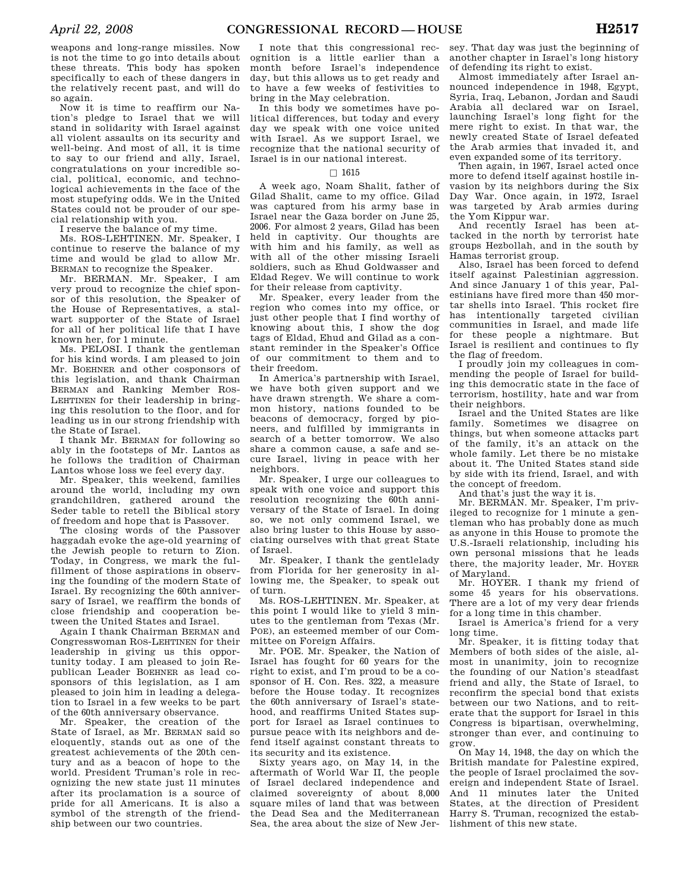weapons and long-range missiles. Now is not the time to go into details about these threats. This body has spoken specifically to each of these dangers in the relatively recent past, and will do so again.

Now it is time to reaffirm our Nation's pledge to Israel that we will stand in solidarity with Israel against all violent assaults on its security and well-being. And most of all, it is time to say to our friend and ally, Israel, congratulations on your incredible social, political, economic, and technological achievements in the face of the most stupefying odds. We in the United States could not be prouder of our special relationship with you.

I reserve the balance of my time.

Ms. ROS-LEHTINEN. Mr. Speaker, I continue to reserve the balance of my time and would be glad to allow Mr. BERMAN to recognize the Speaker.

Mr. BERMAN. Mr. Speaker, I am very proud to recognize the chief sponsor of this resolution, the Speaker of the House of Representatives, a stalwart supporter of the State of Israel for all of her political life that I have known her, for 1 minute.

Ms. PELOSI. I thank the gentleman for his kind words. I am pleased to join Mr. BOEHNER and other cosponsors of this legislation, and thank Chairman BERMAN and Ranking Member ROS-LEHTINEN for their leadership in bringing this resolution to the floor, and for leading us in our strong friendship with the State of Israel.

I thank Mr. BERMAN for following so ably in the footsteps of Mr. Lantos as he follows the tradition of Chairman Lantos whose loss we feel every day.

Mr. Speaker, this weekend, families around the world, including my own grandchildren, gathered around the Seder table to retell the Biblical story of freedom and hope that is Passover.

The closing words of the Passover haggadah evoke the age-old yearning of the Jewish people to return to Zion. Today, in Congress, we mark the fulfillment of those aspirations in observing the founding of the modern State of Israel. By recognizing the 60th anniversary of Israel, we reaffirm the bonds of close friendship and cooperation between the United States and Israel.

Again I thank Chairman BERMAN and Congresswoman ROS-LEHTINEN for their leadership in giving us this opportunity today. I am pleased to join Republican Leader BOEHNER as lead cosponsors of this legislation, as I am pleased to join him in leading a delegation to Israel in a few weeks to be part of the 60th anniversary observance.

Mr. Speaker, the creation of the State of Israel, as Mr. BERMAN said so eloquently, stands out as one of the greatest achievements of the 20th century and as a beacon of hope to the world. President Truman's role in recognizing the new state just 11 minutes after its proclamation is a source of pride for all Americans. It is also a symbol of the strength of the friendship between our two countries.

I note that this congressional recognition is a little earlier than a month before Israel's independence day, but this allows us to get ready and to have a few weeks of festivities to bring in the May celebration.

In this body we sometimes have political differences, but today and every day we speak with one voice united with Israel. As we support Israel, we recognize that the national security of Israel is in our national interest.

□ 1615

A week ago, Noam Shalit, father of Gilad Shalit, came to my office. Gilad was captured from his army base in Israel near the Gaza border on June 25, 2006. For almost 2 years, Gilad has been held in captivity. Our thoughts are with him and his family, as well as with all of the other missing Israeli soldiers, such as Ehud Goldwasser and Eldad Regev. We will continue to work for their release from captivity.

Mr. Speaker, every leader from the region who comes into my office, or just other people that I find worthy of knowing about this, I show the dog tags of Eldad, Ehud and Gilad as a constant reminder in the Speaker's Office of our commitment to them and to their freedom.

In America's partnership with Israel, we have both given support and we have drawn strength. We share a common history, nations founded to be beacons of democracy, forged by pioneers, and fulfilled by immigrants in search of a better tomorrow. We also share a common cause, a safe and secure Israel, living in peace with her neighbors.

Mr. Speaker, I urge our colleagues to speak with one voice and support this resolution recognizing the 60th anniversary of the State of Israel. In doing so, we not only commend Israel, we also bring luster to this House by associating ourselves with that great State of Israel.

Mr. Speaker, I thank the gentlelady from Florida for her generosity in allowing me, the Speaker, to speak out of turn.

Ms. ROS-LEHTINEN. Mr. Speaker, at this point I would like to yield 3 minutes to the gentleman from Texas (Mr. POE), an esteemed member of our Committee on Foreign Affairs.

Mr. POE. Mr. Speaker, the Nation of Israel has fought for 60 years for the right to exist, and I'm proud to be a cosponsor of H. Con. Res. 322, a measure before the House today. It recognizes the 60th anniversary of Israel's statehood, and reaffirms United States support for Israel as Israel continues to pursue peace with its neighbors and defend itself against constant threats to its security and its existence.

Sixty years ago, on May 14, in the aftermath of World War II, the people of Israel declared independence and claimed sovereignty of about 8,000 square miles of land that was between the Dead Sea and the Mediterranean Sea, the area about the size of New Jersey. That day was just the beginning of another chapter in Israel's long history of defending its right to exist.

Almost immediately after Israel announced independence in 1948, Egypt, Syria, Iraq, Lebanon, Jordan and Saudi Arabia all declared war on Israel, launching Israel's long fight for the mere right to exist. In that war, the newly created State of Israel defeated the Arab armies that invaded it, and even expanded some of its territory.

Then again, in 1967, Israel acted once more to defend itself against hostile invasion by its neighbors during the Six Day War. Once again, in 1972, Israel was targeted by Arab armies during the Yom Kippur war.

And recently Israel has been attacked in the north by terrorist hate groups Hezbollah, and in the south by Hamas terrorist group.

Also, Israel has been forced to defend itself against Palestinian aggression. And since January 1 of this year, Palestinians have fired more than 450 mortar shells into Israel. This rocket fire has intentionally targeted civilian communities in Israel, and made life for these people a nightmare. But Israel is resilient and continues to fly the flag of freedom.

I proudly join my colleagues in commending the people of Israel for building this democratic state in the face of terrorism, hostility, hate and war from their neighbors.

Israel and the United States are like family. Sometimes we disagree on things, but when someone attacks part of the family, it's an attack on the whole family. Let there be no mistake about it. The United States stand side by side with its friend, Israel, and with the concept of freedom.

And that's just the way it is.

Mr. BERMAN. Mr. Speaker, I'm privileged to recognize for 1 minute a gentleman who has probably done as much as anyone in this House to promote the U.S.-Israeli relationship, including his own personal missions that he leads there, the majority leader, Mr. HOYER of Maryland.

Mr. HOYER. I thank my friend of some 45 years for his observations. There are a lot of my very dear friends for a long time in this chamber.

Israel is America's friend for a very long time.

Mr. Speaker, it is fitting today that Members of both sides of the aisle, almost in unanimity, join to recognize the founding of our Nation's steadfast friend and ally, the State of Israel, to reconfirm the special bond that exists between our two Nations, and to reiterate that the support for Israel in this Congress is bipartisan, overwhelming, stronger than ever, and continuing to grow.

On May 14, 1948, the day on which the British mandate for Palestine expired, the people of Israel proclaimed the sovereign and independent State of Israel. And 11 minutes later the United States, at the direction of President Harry S. Truman, recognized the establishment of this new state.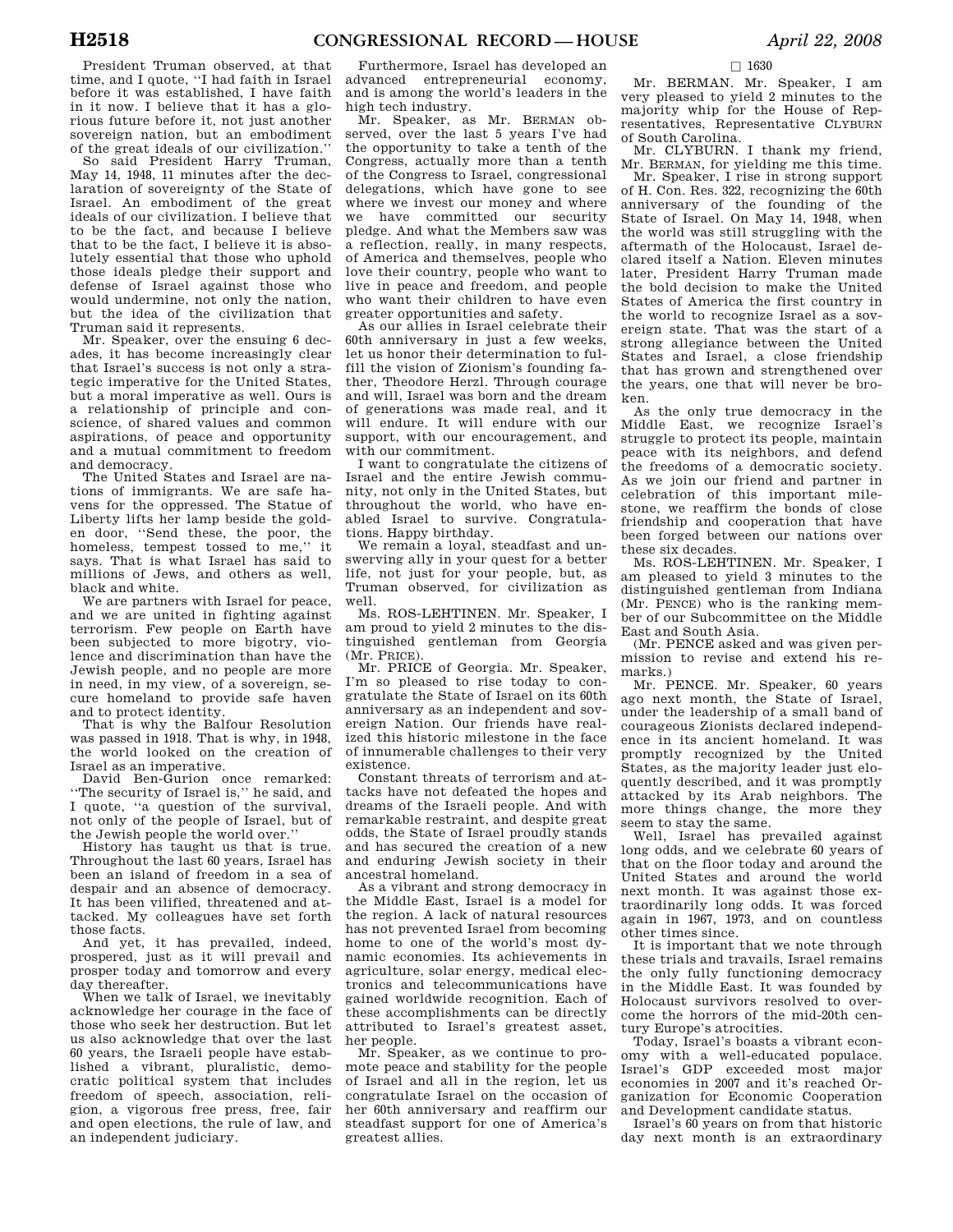President Truman observed, at that time, and I quote, ''I had faith in Israel before it was established, I have faith in it now. I believe that it has a glorious future before it, not just another sovereign nation, but an embodiment of the great ideals of our civilization.''

So said President Harry Truman, May 14, 1948, 11 minutes after the declaration of sovereignty of the State of Israel. An embodiment of the great ideals of our civilization. I believe that to be the fact, and because I believe that to be the fact, I believe it is absolutely essential that those who uphold those ideals pledge their support and defense of Israel against those who would undermine, not only the nation, but the idea of the civilization that Truman said it represents.

Mr. Speaker, over the ensuing 6 decades, it has become increasingly clear that Israel's success is not only a strategic imperative for the United States, but a moral imperative as well. Ours is a relationship of principle and conscience, of shared values and common aspirations, of peace and opportunity and a mutual commitment to freedom and democracy.

The United States and Israel are nations of immigrants. We are safe havens for the oppressed. The Statue of Liberty lifts her lamp beside the golden door, ''Send these, the poor, the homeless, tempest tossed to me,'' it says. That is what Israel has said to millions of Jews, and others as well, black and white.

We are partners with Israel for peace, and we are united in fighting against terrorism. Few people on Earth have been subjected to more bigotry, violence and discrimination than have the Jewish people, and no people are more in need, in my view, of a sovereign, secure homeland to provide safe haven and to protect identity.

That is why the Balfour Resolution was passed in 1918. That is why, in 1948, the world looked on the creation of Israel as an imperative.

David Ben-Gurion once remarked: ''The security of Israel is,'' he said, and I quote, ''a question of the survival, not only of the people of Israel, but of the Jewish people the world over.''

History has taught us that is true. Throughout the last 60 years, Israel has been an island of freedom in a sea of despair and an absence of democracy. It has been vilified, threatened and attacked. My colleagues have set forth those facts.

And yet, it has prevailed, indeed, prospered, just as it will prevail and prosper today and tomorrow and every day thereafter.

When we talk of Israel, we inevitably acknowledge her courage in the face of those who seek her destruction. But let us also acknowledge that over the last 60 years, the Israeli people have established a vibrant, pluralistic, democratic political system that includes freedom of speech, association, religion, a vigorous free press, free, fair and open elections, the rule of law, and an independent judiciary.

Furthermore, Israel has developed an advanced entrepreneurial economy, and is among the world's leaders in the high tech industry.

Mr. Speaker, as Mr. BERMAN observed, over the last 5 years I've had the opportunity to take a tenth of the Congress, actually more than a tenth of the Congress to Israel, congressional delegations, which have gone to see where we invest our money and where we have committed our security pledge. And what the Members saw was a reflection, really, in many respects, of America and themselves, people who love their country, people who want to live in peace and freedom, and people who want their children to have even greater opportunities and safety.

As our allies in Israel celebrate their 60th anniversary in just a few weeks, let us honor their determination to fulfill the vision of Zionism's founding father, Theodore Herzl. Through courage and will, Israel was born and the dream of generations was made real, and it will endure. It will endure with our support, with our encouragement, and with our commitment.

I want to congratulate the citizens of Israel and the entire Jewish community, not only in the United States, but throughout the world, who have enabled Israel to survive. Congratulations. Happy birthday.

We remain a loyal, steadfast and unswerving ally in your quest for a better life, not just for your people, but, as Truman observed, for civilization as well.

Ms. ROS-LEHTINEN. Mr. Speaker, I am proud to yield 2 minutes to the distinguished gentleman from Georgia (Mr. PRICE).

Mr. PRICE of Georgia. Mr. Speaker, I'm so pleased to rise today to congratulate the State of Israel on its 60th anniversary as an independent and sovereign Nation. Our friends have realized this historic milestone in the face of innumerable challenges to their very existence.

Constant threats of terrorism and attacks have not defeated the hopes and dreams of the Israeli people. And with remarkable restraint, and despite great odds, the State of Israel proudly stands and has secured the creation of a new and enduring Jewish society in their ancestral homeland.

As a vibrant and strong democracy in the Middle East, Israel is a model for the region. A lack of natural resources has not prevented Israel from becoming home to one of the world's most dynamic economies. Its achievements in agriculture, solar energy, medical electronics and telecommunications have gained worldwide recognition. Each of these accomplishments can be directly attributed to Israel's greatest asset, her people.

Mr. Speaker, as we continue to promote peace and stability for the people of Israel and all in the region, let us congratulate Israel on the occasion of her 60th anniversary and reaffirm our steadfast support for one of America's greatest allies.

□ 1630

Mr. BERMAN. Mr. Speaker, I am very pleased to yield 2 minutes to the majority whip for the House of Representatives, Representative CLYBURN of South Carolina.

Mr. CLYBURN. I thank my friend, Mr. BERMAN, for yielding me this time.

Mr. Speaker, I rise in strong support of H. Con. Res. 322, recognizing the 60th anniversary of the founding of the State of Israel. On May 14, 1948, when the world was still struggling with the aftermath of the Holocaust, Israel declared itself a Nation. Eleven minutes later, President Harry Truman made the bold decision to make the United States of America the first country in the world to recognize Israel as a sovereign state. That was the start of a strong allegiance between the United States and Israel, a close friendship that has grown and strengthened over the years, one that will never be broken.

As the only true democracy in the Middle East, we recognize Israel's struggle to protect its people, maintain peace with its neighbors, and defend the freedoms of a democratic society. As we join our friend and partner in celebration of this important milestone, we reaffirm the bonds of close friendship and cooperation that have been forged between our nations over these six decades.

Ms. ROS-LEHTINEN. Mr. Speaker, I am pleased to yield 3 minutes to the distinguished gentleman from Indiana (Mr. PENCE) who is the ranking member of our Subcommittee on the Middle East and South Asia.

(Mr. PENCE asked and was given permission to revise and extend his remarks.)

Mr. PENCE. Mr. Speaker, 60 years ago next month, the State of Israel, under the leadership of a small band of courageous Zionists declared independence in its ancient homeland. It was promptly recognized by the United States, as the majority leader just eloquently described, and it was promptly attacked by its Arab neighbors. The more things change, the more they seem to stay the same.

Well, Israel has prevailed against long odds, and we celebrate 60 years of that on the floor today and around the United States and around the world next month. It was against those extraordinarily long odds. It was forced again in 1967, 1973, and on countless other times since.

It is important that we note through these trials and travails, Israel remains the only fully functioning democracy in the Middle East. It was founded by Holocaust survivors resolved to overcome the horrors of the mid-20th century Europe's atrocities.

Today, Israel's boasts a vibrant economy with a well-educated populace. Israel's GDP exceeded most major economies in 2007 and it's reached Organization for Economic Cooperation and Development candidate status.

Israel's 60 years on from that historic day next month is an extraordinary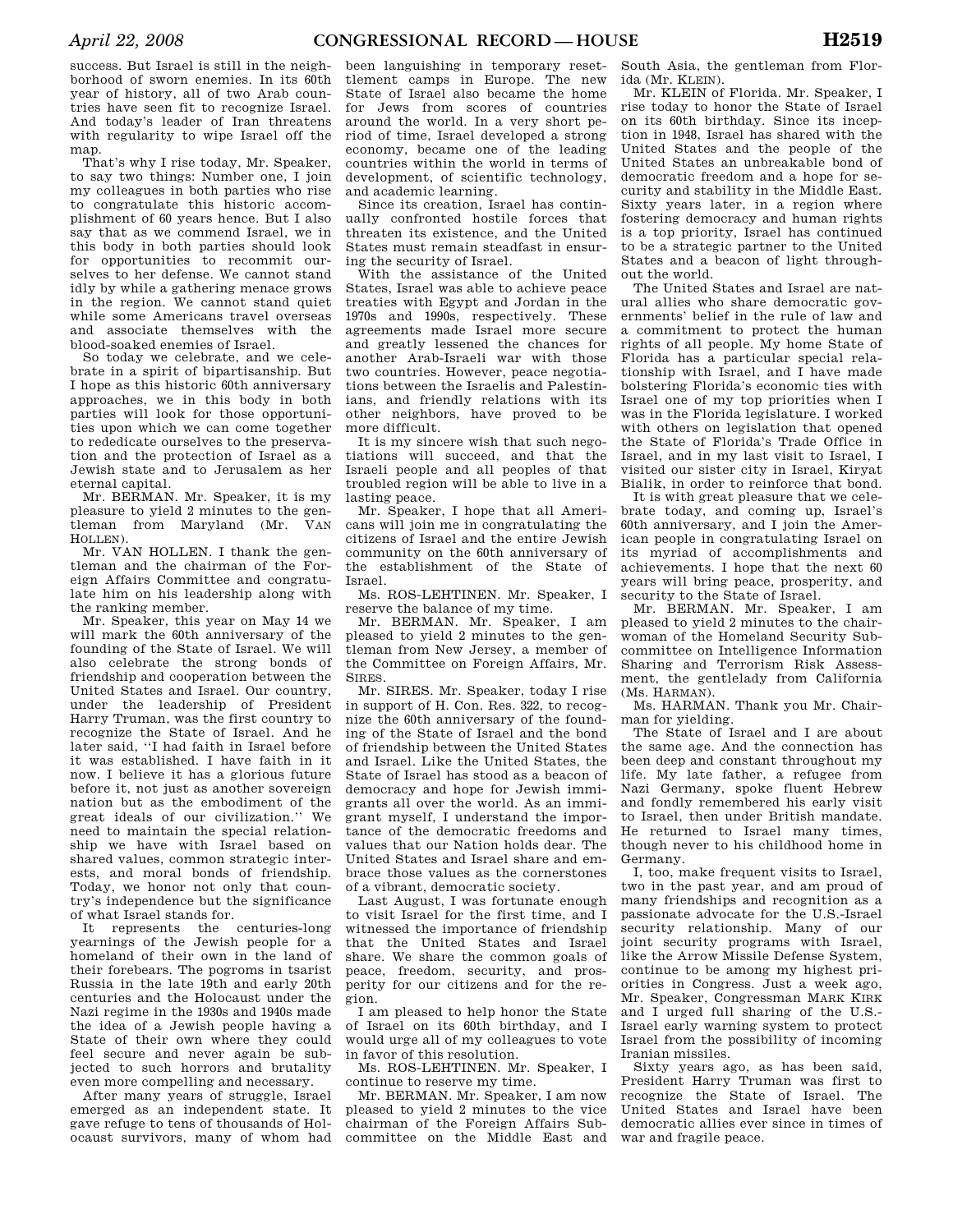success. But Israel is still in the neighborhood of sworn enemies. In its 60th year of history, all of two Arab countries have seen fit to recognize Israel. And today's leader of Iran threatens with regularity to wipe Israel off the map.

That's why I rise today, Mr. Speaker, to say two things: Number one, I join my colleagues in both parties who rise to congratulate this historic accomplishment of 60 years hence. But I also say that as we commend Israel, we in this body in both parties should look for opportunities to recommit ourselves to her defense. We cannot stand idly by while a gathering menace grows in the region. We cannot stand quiet while some Americans travel overseas and associate themselves with the blood-soaked enemies of Israel.

So today we celebrate, and we celebrate in a spirit of bipartisanship. But I hope as this historic 60th anniversary approaches, we in this body in both parties will look for those opportunities upon which we can come together to rededicate ourselves to the preservation and the protection of Israel as a Jewish state and to Jerusalem as her eternal capital.

Mr. BERMAN. Mr. Speaker, it is my pleasure to yield 2 minutes to the gentleman from Maryland (Mr. VAN HOLLEN).

Mr. VAN HOLLEN. I thank the gentleman and the chairman of the Foreign Affairs Committee and congratulate him on his leadership along with the ranking member.

Mr. Speaker, this year on May 14 we will mark the 60th anniversary of the founding of the State of Israel. We will also celebrate the strong bonds of friendship and cooperation between the United States and Israel. Our country, under the leadership of President Harry Truman, was the first country to recognize the State of Israel. And he later said, "I had faith in Israel before it was established. I have faith in it now. I believe it has a glorious future before it, not just as another sovereign nation but as the embodiment of the great ideals of our civilization." We need to maintain the special relationship we have with Israel based on shared values, common strategic interests, and moral bonds of friendship. Today, we honor not only that country's independence but the significance of what Israel stands for.

It represents the centuries-long yearnings of the Jewish people for a homeland of their own in the land of their forebears. The pogroms in tsarist Russia in the late 19th and early 20th centuries and the Holocaust under the Nazi regime in the 1930s and 1940s made the idea of a Jewish people having a State of their own where they could feel secure and never again be subjected to such horrors and brutality even more compelling and necessary.

After many years of struggle, Israel emerged as an independent state. It gave refuge to tens of thousands of Holocaust survivors, many of whom had been languishing in temporary resettlement camps in Europe. The new State of Israel also became the home for Jews from scores of countries around the world. In a very short period of time, Israel developed a strong economy, became one of the leading countries within the world in terms of development, of scientific technology, and academic learning.

Since its creation, Israel has continually confronted hostile forces that threaten its existence, and the United States must remain steadfast in ensuring the security of Israel.

With the assistance of the United States, Israel was able to achieve peace treaties with Egypt and Jordan in the 1970s and 1990s, respectively. These agreements made Israel more secure and greatly lessened the chances for another Arab-Israeli war with those two countries. However, peace negotiations between the Israelis and Palestinians, and friendly relations with its other neighbors, have proved to be more difficult.

It is my sincere wish that such negotiations will succeed, and that the Israeli people and all peoples of that troubled region will be able to live in a lasting peace.

Mr. Speaker, I hope that all Americans will join me in congratulating the citizens of Israel and the entire Jewish community on the 60th anniversary of the establishment of the State of Israel.

Ms. ROS-LEHTINEN. Mr. Speaker, I reserve the balance of my time.

Mr. BERMAN. Mr. Speaker, I am pleased to yield 2 minutes to the gentleman from New Jersey, a member of the Committee on Foreign Affairs, Mr. SIRES.

Mr. SIRES. Mr. Speaker, today I rise in support of H. Con. Res. 322, to recognize the 60th anniversary of the founding of the State of Israel and the bond of friendship between the United States and Israel. Like the United States, the State of Israel has stood as a beacon of democracy and hope for Jewish immigrants all over the world. As an immigrant myself, I understand the importance of the democratic freedoms and values that our Nation holds dear. The United States and Israel share and embrace those values as the cornerstones of a vibrant, democratic society.

Last August, I was fortunate enough to visit Israel for the first time, and I witnessed the importance of friendship that the United States and Israel share. We share the common goals of peace, freedom, security, and prosperity for our citizens and for the region.

I am pleased to help honor the State of Israel on its 60th birthday, and I would urge all of my colleagues to vote in favor of this resolution.

Ms. ROS-LEHTINEN. Mr. Speaker, I continue to reserve my time.

Mr. BERMAN. Mr. Speaker, I am now pleased to yield 2 minutes to the vice chairman of the Foreign Affairs Subcommittee on the Middle East and South Asia, the gentleman from Florida (Mr. KLEIN).

Mr. KLEIN of Florida. Mr. Speaker, I rise today to honor the State of Israel on its 60th birthday. Since its inception in 1948, Israel has shared with the United States and the people of the United States an unbreakable bond of democratic freedom and a hope for security and stability in the Middle East. Sixty years later, in a region where fostering democracy and human rights is a top priority, Israel has continued to be a strategic partner to the United States and a beacon of light throughout the world.

The United States and Israel are natural allies who share democratic governments' belief in the rule of law and a commitment to protect the human rights of all people. My home State of Florida has a particular special relationship with Israel, and I have made bolstering Florida's economic ties with Israel one of my top priorities when I was in the Florida legislature. I worked with others on legislation that opened the State of Florida's Trade Office in Israel, and in my last visit to Israel, I visited our sister city in Israel, Kiryat Bialik, in order to reinforce that bond.

It is with great pleasure that we celebrate today, and coming up, Israel's 60th anniversary, and I join the American people in congratulating Israel on its myriad of accomplishments and achievements. I hope that the next 60 years will bring peace, prosperity, and security to the State of Israel.

Mr. BERMAN. Mr. Speaker, I am pleased to yield 2 minutes to the chairwoman of the Homeland Security Subcommittee on Intelligence Information Sharing and Terrorism Risk Assessment, the gentlelady from California (Ms. HARMAN).

Ms. HARMAN. Thank you Mr. Chairman for yielding.

The State of Israel and I are about the same age. And the connection has been deep and constant throughout my life. My late father, a refugee from Nazi Germany, spoke fluent Hebrew and fondly remembered his early visit to Israel, then under British mandate. He returned to Israel many times, though never to his childhood home in Germany.

I, too, make frequent visits to Israel, two in the past year, and am proud of many friendships and recognition as a passionate advocate for the U.S.-Israel security relationship. Many of our joint security programs with Israel, like the Arrow Missile Defense System, continue to be among my highest priorities in Congress. Just a week ago, Mr. Speaker, Congressman MARK KIRK and I urged full sharing of the U.S.-Israel early warning system to protect Israel from the possibility of incoming Iranian missiles.

Sixty years ago, as has been said, President Harry Truman was first to recognize the State of Israel. The United States and Israel have been democratic allies ever since in times of war and fragile peace.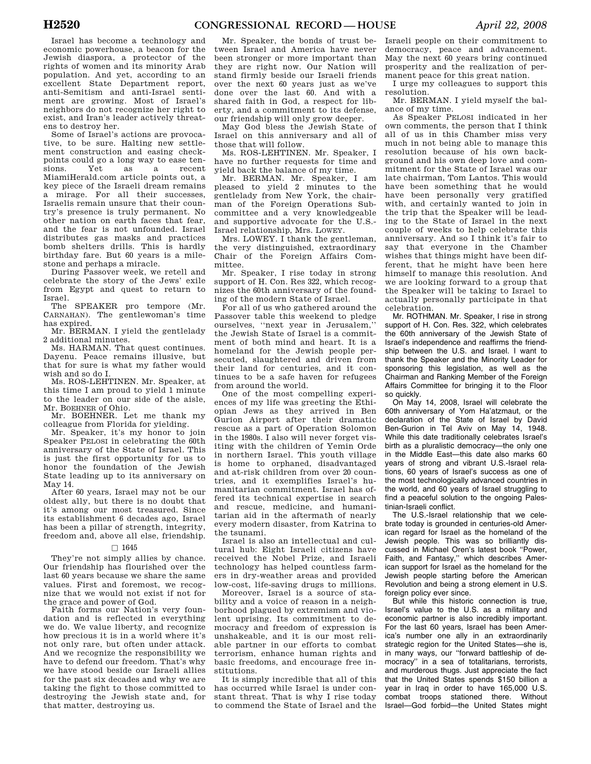Israel has become a technology and economic powerhouse, a beacon for the Jewish diaspora, a protector of the rights of women and its minority Arab population. And yet, according to an excellent State Department report, anti-Semitism and anti-Israel sentiment are growing. Most of Israel's neighbors do not recognize her right to exist, and Iran's leader actively threatens to destroy her.

Some of Israel's actions are provocative, to be sure. Halting new settlement construction and easing checkpoints could go a long way to ease tensions. Yet as a recent MiamiHerald.com article points out, a key piece of the Israeli dream remains a mirage. For all their successes, Israelis remain unsure that their country's presence is truly permanent. No other nation on earth faces that fear, and the fear is not unfounded. Israel distributes gas masks and practices bomb shelters drills. This is hardly birthday fare. But 60 years is a milestone and perhaps a miracle.

During Passover week, we retell and celebrate the story of the Jews' exile from Egypt and quest to return to Israel.

The SPEAKER pro tempore (Mr. CARNAHAN). The gentlewoman's time has expired.

Mr. BERMAN. I yield the gentlelady 2 additional minutes.

Ms. HARMAN. That quest continues. Dayenu. Peace remains illusive, but that for sure is what my father would wish and so do I.

Ms. ROS-LEHTINEN. Mr. Speaker, at this time I am proud to yield 1 minute to the leader on our side of the aisle, Mr. BOEHNER of Ohio.

Mr. BOEHNER. Let me thank my colleague from Florida for yielding.

Mr. Speaker, it's my honor to join Speaker PELOSI in celebrating the 60th anniversary of the State of Israel. This is just the first opportunity for us to honor the foundation of the Jewish State leading up to its anniversary on May 14.

After 60 years, Israel may not be our oldest ally, but there is no doubt that it's among our most treasured. Since its establishment 6 decades ago, Israel has been a pillar of strength, integrity, freedom and, above all else, friendship.

□ 1645

They're not simply allies by chance. Our friendship has flourished over the last 60 years because we share the same values. First and foremost, we recognize that we would not exist if not for the grace and power of God.

Faith forms our Nation's very foundation and is reflected in everything we do. We value liberty, and recognize how precious it is in a world where it's not only rare, but often under attack. And we recognize the responsibility we have to defend our freedom. That's why we have stood beside our Israeli allies for the past six decades and why we are taking the fight to those committed to destroying the Jewish state and, for that matter, destroying us.

Mr. Speaker, the bonds of trust between Israel and America have never been stronger or more important than they are right now. Our Nation will stand firmly beside our Israeli friends over the next 60 years just as we've done over the last 60. And with a shared faith in God, a respect for liberty, and a commitment to its defense, our friendship will only grow deeper.

May God bless the Jewish State of Israel on this anniversary and all of those that will follow.

Ms. ROS-LEHTINEN. Mr. Speaker, I have no further requests for time and yield back the balance of my time.

Mr. BERMAN. Mr. Speaker, I am pleased to yield 2 minutes to the gentlelady from New York, the chairman of the Foreign Operations Subcommittee and a very knowledgeable and supportive advocate for the U.S.-Israel relationship, Mrs. LOWEY.

Mrs. LOWEY. I thank the gentleman, the very distinguished, extraordinary Chair of the Foreign Affairs Committee.

Mr. Speaker, I rise today in strong support of H. Con Res 322, which recognizes the 60th anniversary of the founding of the modern State of Israel.

For all of us who gathered around the Passover table this weekend to pledge ourselves, ''next year in Jerusalem,'' the Jewish State of Israel is a commitment of both mind and heart. It is a homeland for the Jewish people persecuted, slaughtered and driven from their land for centuries, and it continues to be a safe haven for refugees from around the world.

One of the most compelling experiences of my life was greeting the Ethiopian Jews as they arrived in Ben Gurion Airport after their dramatic rescue as a part of Operation Solomon in the 1980s. I also will never forget visiting with the children of Yemin Orde in northern Israel. This youth village is home to orphaned, disadvantaged and at-risk children from over 20 countries, and it exemplifies Israel's humanitarian commitment. Israel has offered its technical expertise in search and rescue, medicine, and humanitarian aid in the aftermath of nearly every modern disaster, from Katrina to the tsunami.

Israel is also an intellectual and cultural hub: Eight Israeli citizens have received the Nobel Prize, and Israeli technology has helped countless farmers in dry-weather areas and provided low-cost, life-saving drugs to millions.

Moreover, Israel is a source of stability and a voice of reason in a neighborhood plagued by extremism and violent uprising. Its commitment to democracy and freedom of expression is unshakeable, and it is our most reliable partner in our efforts to combat terrorism, enhance human rights and basic freedoms, and encourage free institutions.

It is simply incredible that all of this has occurred while Israel is under constant threat. That is why I rise today to commend the State of Israel and the Israeli people on their commitment to democracy, peace and advancement. May the next 60 years bring continued prosperity and the realization of permanent peace for this great nation.

I urge my colleagues to support this resolution.

Mr. BERMAN. I yield myself the balance of my time.

As Speaker PELOSI indicated in her own comments, the person that I think all of us in this Chamber miss very much in not being able to manage this resolution because of his own background and his own deep love and commitment for the State of Israel was our late chairman, Tom Lantos. This would have been something that he would have been personally very gratified with, and certainly wanted to join in the trip that the Speaker will be leading to the State of Israel in the next couple of weeks to help celebrate this anniversary. And so I think it's fair to say that everyone in the Chamber wishes that things might have been different, that he might have been here himself to manage this resolution. And we are looking forward to a group that the Speaker will be taking to Israel to actually personally participate in that celebration.

Mr. ROTHMAN. Mr. Speaker, I rise in strong support of H. Con. Res. 322, which celebrates the 60th anniversary of the Jewish State of Israel's independence and reaffirms the friendship between the U.S. and Israel. I want to thank the Speaker and the Minority Leader for sponsoring this legislation, as well as the Chairman and Ranking Member of the Foreign Affairs Committee for bringing it to the Floor so quickly.

On May 14, 2008, Israel will celebrate the 60th anniversary of Yom Ha'atzmaut, or the declaration of the State of Israel by David Ben-Gurion in Tel Aviv on May 14, 1948. While this date traditionally celebrates Israel's birth as a pluralistic democracy—the only one in the Middle East—this date also marks 60 years of strong and vibrant U.S.-Israel relations, 60 years of Israel's success as one of the most technologically advanced countries in the world, and 60 years of Israel struggling to find a peaceful solution to the ongoing Palestinian-Israeli conflict.

The U.S.-Israel relationship that we celebrate today is grounded in centuries-old American regard for Israel as the homeland of the Jewish people. This was so brilliantly discussed in Michael Oren's latest book ''Power, Faith, and Fantasy,'' which describes American support for Israel as the homeland for the Jewish people starting before the American Revolution and being a strong element in U.S. foreign policy ever since.

But while this historic connection is true, Israel's value to the U.S. as a military and economic partner is also incredibly important. For the last 60 years, Israel has been America's number one ally in an extraordinarily strategic region for the United States—she is, in many ways, our ''forward battleship of democracy'' in a sea of totalitarians, terrorists, and murderous thugs. Just appreciate the fact that the United States spends $150 billion a year in Iraq in order to have 165,000 U.S. combat troops stationed there. Without Israel—God forbid—the United States might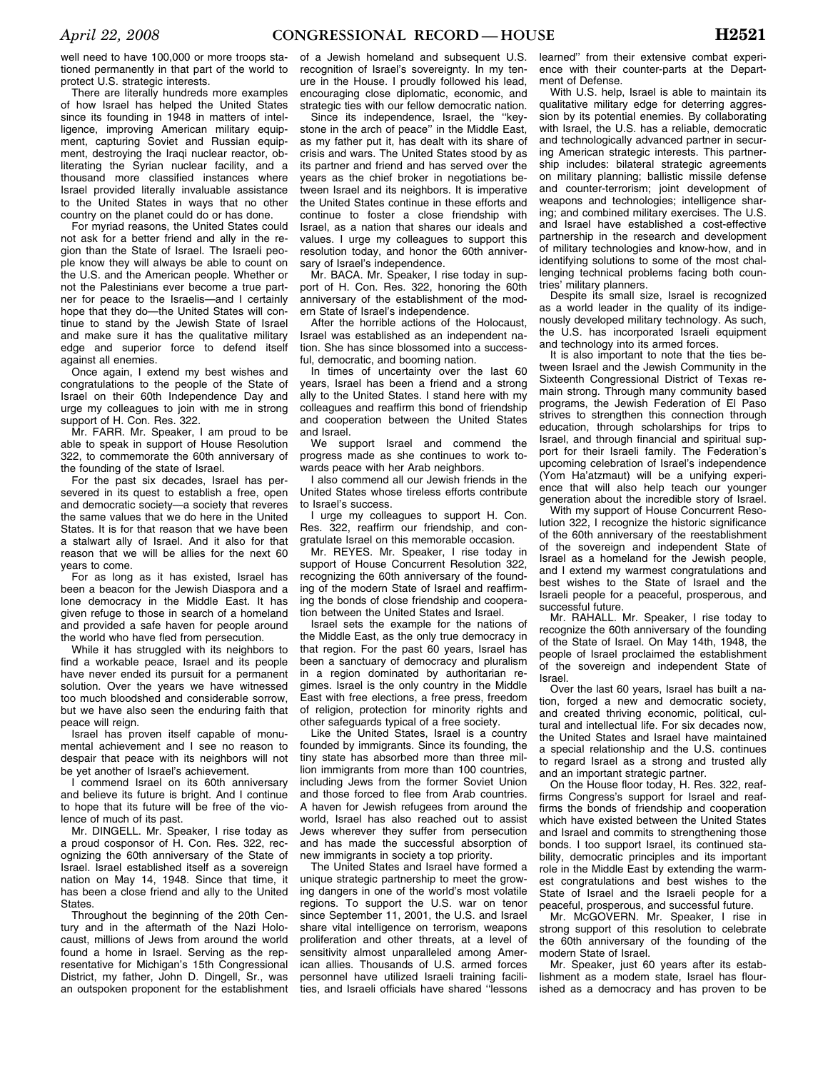well need to have 100,000 or more troops stationed permanently in that part of the world to protect U.S. strategic interests.

There are literally hundreds more examples of how Israel has helped the United States since its founding in 1948 in matters of intelligence, improving American military equipment, capturing Soviet and Russian equipment, destroying the Iraqi nuclear reactor, obliterating the Syrian nuclear facility, and a thousand more classified instances where Israel provided literally invaluable assistance to the United States in ways that no other country on the planet could do or has done.

For myriad reasons, the United States could not ask for a better friend and ally in the region than the State of Israel. The Israeli people know they will always be able to count on the U.S. and the American people. Whether or not the Palestinians ever become a true partner for peace to the Israelis—and I certainly hope that they do—the United States will continue to stand by the Jewish State of Israel and make sure it has the qualitative military edge and superior force to defend itself against all enemies.

Once again, I extend my best wishes and congratulations to the people of the State of Israel on their 60th Independence Day and urge my colleagues to join with me in strong support of H. Con. Res. 322.

Mr. FARR. Mr. Speaker, I am proud to be able to speak in support of House Resolution 322, to commemorate the 60th anniversary of the founding of the state of Israel.

For the past six decades, Israel has persevered in its quest to establish a free, open and democratic society—a society that reveres the same values that we do here in the United States. It is for that reason that we have been a stalwart ally of Israel. And it also for that reason that we will be allies for the next 60 years to come.

For as long as it has existed, Israel has been a beacon for the Jewish Diaspora and a lone democracy in the Middle East. It has given refuge to those in search of a homeland and provided a safe haven for people around the world who have fled from persecution.

While it has struggled with its neighbors to find a workable peace, Israel and its people have never ended its pursuit for a permanent solution. Over the years we have witnessed too much bloodshed and considerable sorrow, but we have also seen the enduring faith that peace will reign.

Israel has proven itself capable of monumental achievement and I see no reason to despair that peace with its neighbors will not be yet another of Israel's achievement.

I commend Israel on its 60th anniversary and believe its future is bright. And I continue to hope that its future will be free of the violence of much of its past.

Mr. DINGELL. Mr. Speaker, I rise today as a proud cosponsor of H. Con. Res. 322, recognizing the 60th anniversary of the State of Israel. Israel established itself as a sovereign nation on May 14, 1948. Since that time, it has been a close friend and ally to the United States.

Throughout the beginning of the 20th Century and in the aftermath of the Nazi Holocaust, millions of Jews from around the world found a home in Israel. Serving as the representative for Michigan's 15th Congressional District, my father, John D. Dingell, Sr., was an outspoken proponent for the establishment of a Jewish homeland and subsequent U.S. recognition of Israel's sovereignty. In my tenure in the House. I proudly followed his lead, encouraging close diplomatic, economic, and strategic ties with our fellow democratic nation.

Since its independence, Israel, the ''keystone in the arch of peace'' in the Middle East, as my father put it, has dealt with its share of crisis and wars. The United States stood by as its partner and friend and has served over the years as the chief broker in negotiations between Israel and its neighbors. It is imperative the United States continue in these efforts and continue to foster a close friendship with Israel, as a nation that shares our ideals and values. I urge my colleagues to support this resolution today, and honor the 60th anniversary of Israel's independence.

Mr. BACA. Mr. Speaker, I rise today in support of H. Con. Res. 322, honoring the 60th anniversary of the establishment of the modern State of Israel's independence.

After the horrible actions of the Holocaust, Israel was established as an independent nation. She has since blossomed into a successful, democratic, and booming nation.

In times of uncertainty over the last 60 years, Israel has been a friend and a strong ally to the United States. I stand here with my colleagues and reaffirm this bond of friendship and cooperation between the United States and Israel.

We support Israel and commend the progress made as she continues to work towards peace with her Arab neighbors.

I also commend all our Jewish friends in the United States whose tireless efforts contribute to Israel's success.

I urge my colleagues to support H. Con. Res. 322, reaffirm our friendship, and congratulate Israel on this memorable occasion.

Mr. REYES. Mr. Speaker, I rise today in support of House Concurrent Resolution 322, recognizing the 60th anniversary of the founding of the modern State of Israel and reaffirming the bonds of close friendship and cooperation between the United States and Israel.

Israel sets the example for the nations of the Middle East, as the only true democracy in that region. For the past 60 years, Israel has been a sanctuary of democracy and pluralism in a region dominated by authoritarian regimes. Israel is the only country in the Middle East with free elections, a free press, freedom of religion, protection for minority rights and other safeguards typical of a free society.

Like the United States, Israel is a country founded by immigrants. Since its founding, the tiny state has absorbed more than three million immigrants from more than 100 countries, including Jews from the former Soviet Union and those forced to flee from Arab countries. A haven for Jewish refugees from around the world, Israel has also reached out to assist Jews wherever they suffer from persecution and has made the successful absorption of new immigrants in society a top priority.

The United States and Israel have formed a unique strategic partnership to meet the growing dangers in one of the world's most volatile regions. To support the U.S. war on tenor since September 11, 2001, the U.S. and Israel share vital intelligence on terrorism, weapons proliferation and other threats, at a level of sensitivity almost unparalleled among American allies. Thousands of U.S. armed forces personnel have utilized Israeli training facilities, and Israeli officials have shared ''lessons learned'' from their extensive combat experience with their counter-parts at the Department of Defense.

With U.S. help, Israel is able to maintain its qualitative military edge for deterring aggression by its potential enemies. By collaborating with Israel, the U.S. has a reliable, democratic and technologically advanced partner in securing American strategic interests. This partnership includes: bilateral strategic agreements on military planning; ballistic missile defense and counter-terrorism; joint development of weapons and technologies; intelligence sharing; and combined military exercises. The U.S. and Israel have established a cost-effective partnership in the research and development of military technologies and know-how, and in identifying solutions to some of the most challenging technical problems facing both countries' military planners.

Despite its small size, Israel is recognized as a world leader in the quality of its indigenously developed military technology. As such, the U.S. has incorporated Israeli equipment and technology into its armed forces.

It is also important to note that the ties between Israel and the Jewish Community in the Sixteenth Congressional District of Texas remain strong. Through many community based programs, the Jewish Federation of El Paso strives to strengthen this connection through education, through scholarships for trips to Israel, and through financial and spiritual support for their Israeli family. The Federation's upcoming celebration of Israel's independence (Yom Ha'atzmaut) will be a unifying experience that will also help teach our younger generation about the incredible story of Israel.

With my support of House Concurrent Resolution 322, I recognize the historic significance of the 60th anniversary of the reestablishment of the sovereign and independent State of Israel as a homeland for the Jewish people, and I extend my warmest congratulations and best wishes to the State of Israel and the Israeli people for a peaceful, prosperous, and successful future.

Mr. RAHALL. Mr. Speaker, I rise today to recognize the 60th anniversary of the founding of the State of Israel. On May 14th, 1948, the people of Israel proclaimed the establishment of the sovereign and independent State of Israel.

Over the last 60 years, Israel has built a nation, forged a new and democratic society, and created thriving economic, political, cultural and intellectual life. For six decades now, the United States and Israel have maintained a special relationship and the U.S. continues to regard Israel as a strong and trusted ally and an important strategic partner.

On the House floor today, H. Res. 322, reaffirms Congress's support for Israel and reaffirms the bonds of friendship and cooperation which have existed between the United States and Israel and commits to strengthening those bonds. I too support Israel, its continued stability, democratic principles and its important role in the Middle East by extending the warmest congratulations and best wishes to the State of Israel and the Israeli people for a peaceful, prosperous, and successful future.

Mr. MCGOVERN. Mr. Speaker, I rise in strong support of this resolution to celebrate the 60th anniversary of the founding of the modern State of Israel.

Mr. Speaker, just 60 years after its establishment as a modem state, Israel has flourished as a democracy and has proven to be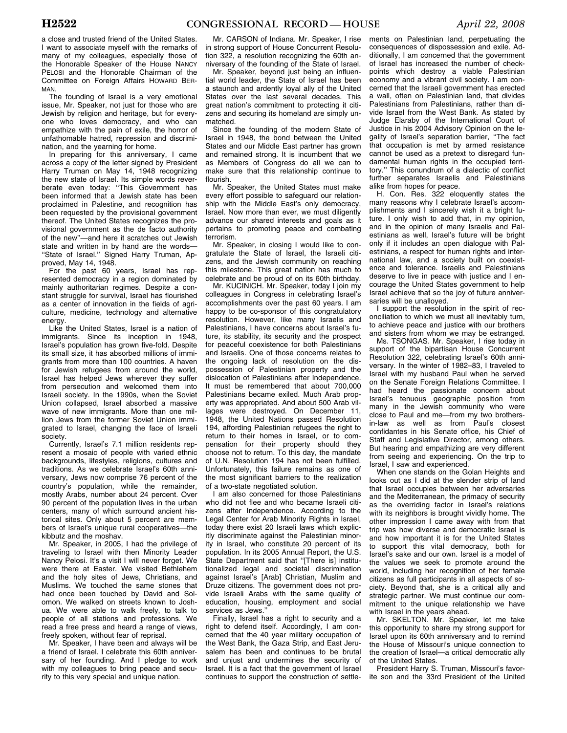a close and trusted friend of the United States. I want to associate myself with the remarks of many of my colleagues, especially those of the Honorable Speaker of the House NANCY PELOSI and the Honorable Chairman of the Committee on Foreign Affairs HOWARD BERMAN.

The founding of Israel is a very emotional issue, Mr. Speaker, not just for those who are Jewish by religion and heritage, but for everyone who loves democracy, and who can empathize with the pain of exile, the horror of unfathomable hatred, repression and discrimination, and the yearning for home.

In preparing for this anniversary, I came across a copy of the letter signed by President Harry Truman on May 14, 1948 recognizing the new state of Israel. Its simple words reverberate even today: "This Government has been informed that a Jewish state has been proclaimed in Palestine, and recognition has been requested by the provisional government thereof. The United States recognizes the provisional government as the de facto authority of the new"—and here it scratches out Jewish state and written in by hand are the words—"State of Israel." Signed Harry Truman, Approved, May 14, 1948.

For the past 60 years, Israel has represented democracy in a region dominated by mainly authoritarian regimes. Despite a constant struggle for survival, Israel has flourished as a center of innovation in the fields of agriculture, medicine, technology and alternative energy.

Like the United States, Israel is a nation of immigrants. Since its inception in 1948, Israel's population has grown five-fold. Despite its small size, it has absorbed millions of immigrants from more than 100 countries. A haven for Jewish refugees from around the world, Israel has helped Jews wherever they suffer from persecution and welcomed them into Israeli society. In the 1990s, when the Soviet Union collapsed, Israel absorbed a massive wave of new immigrants. More than one million Jews from the former Soviet Union immigrated to Israel, changing the face of Israeli society.

Currently, Israel's 7.1 million residents represent a mosaic of people with varied ethnic backgrounds, lifestyles, religions, cultures and traditions. As we celebrate Israel's 60th anniversary, Jews now comprise 76 percent of the country's population, while the remainder, mostly Arabs, number about 24 percent. Over 90 percent of the population lives in the urban centers, many of which surround ancient historical sites. Only about 5 percent are members of Israel's unique rural cooperatives—the kibbutz and the moshav.

Mr. Speaker, in 2005, I had the privilege of traveling to Israel with then Minority Leader Nancy Pelosi. It's a visit I will never forget. We were there at Easter. We visited Bethlehem and the holy sites of Jews, Christians, and Muslims. We touched the same stones that had once been touched by David and Solomon. We walked on streets known to Joshua. We were able to walk freely, to talk to people of all stations and professions. We read a free press and heard a range of views, freely spoken, without fear of reprisal.

Mr. Speaker, I have been and always will be a friend of Israel. I celebrate this 60th anniversary of her founding. And I pledge to work with my colleagues to bring peace and security to this very special and unique nation.

Mr. CARSON of Indiana. Mr. Speaker, I rise in strong support of House Concurrent Resolution 322, a resolution recognizing the 60th anniversary of the founding of the State of Israel.

Mr. Speaker, beyond just being an influential world leader, the State of Israel has been a staunch and ardently loyal ally of the United States over the last several decades. This great nation's commitment to protecting it citizens and securing its homeland are simply unmatched.

Since the founding of the modern State of Israel in 1948, the bond between the United States and our Middle East partner has grown and remained strong. It is incumbent that we as Members of Congress do all we can to make sure that this relationship continue to flourish.

Mr. Speaker, the United States must make every effort possible to safeguard our relationship with the Middle East's only democracy, Israel. Now more than ever, we must diligently advance our shared interests and goals as it pertains to promoting peace and combating terrorism.

Mr. Speaker, in closing I would like to congratulate the State of Israel, the Israeli citizens, and the Jewish community on reaching this milestone. This great nation has much to celebrate and be proud of on its 60th birthday.

Mr. KUCINICH. Mr. Speaker, today I join my colleagues in Congress in celebrating Israel's accomplishments over the past 60 years. I am happy to be co-sponsor of this congratulatory resolution. However, like many Israelis and Palestinians, I have concerns about Israel's future, its stability, its security and the prospect for peaceful coexistence for both Palestinians and Israelis. One of those concerns relates to the ongoing lack of resolution on the dispossession of Palestinian property and the dislocation of Palestinians after Independence. It must be remembered that about 700,000 Palestinians became exiled. Much Arab property was appropriated. And about 500 Arab villages were destroyed. On December 11, 1948, the United Nations passed Resolution 194, affording Palestinian refugees the right to return to their homes in Israel, or to compensation for their property should they choose not to return. To this day, the mandate of U.N. Resolution 194 has not been fulfilled. Unfortunately, this failure remains as one of the most significant barriers to the realization of a two-state negotiated solution.

I am also concerned for those Palestinians who did not flee and who became Israeli citizens after Independence. According to the Legal Center for Arab Minority Rights in Israel, today there exist 20 Israeli laws which explicitly discriminate against the Palestinian minority in Israel, who constitute 20 percent of its population. In its 2005 Annual Report, the U.S. State Department said that "[There is] institutionalized legal and societal discrimination against Israel's [Arab] Christian, Muslim and Druze citizens. The government does not provide Israeli Arabs with the same quality of education, housing, employment and social services as Jews."

Finally, Israel has a right to security and a right to defend itself. Accordingly, I am concerned that the 40 year military occupation of the West Bank, the Gaza Strip, and East Jerusalem has been and continues to be brutal and unjust and undermines the security of Israel. It is a fact that the government of Israel continues to support the construction of settlements on Palestinian land, perpetuating the consequences of dispossession and exile. Additionally, I am concerned that the government of Israel has increased the number of checkpoints which destroy a viable Palestinian economy and a vibrant civil society. I am concerned that the Israeli government has erected a wall, often on Palestinian land, that divides Palestinians from Palestinians, rather than divide Israel from the West Bank. As stated by Judge Elaraby of the International Court of Justice in his 2004 Advisory Opinion on the legality of Israel's separation barrier, "The fact that occupation is met by armed resistance cannot be used as a pretext to disregard fundamental human rights in the occupied territory." This conundrum of a dialectic of conflict further separates Israelis and Palestinians alike from hopes for peace.

H. Con. Res. 322 eloquently states the many reasons why I celebrate Israel's accomplishments and I sincerely wish it a bright future. I only wish to add that, in my opinion, and in the opinion of many Israelis and Palestinians as well, Israel's future will be bright only if it includes an open dialogue with Palestinians, a respect for human rights and international law, and a society built on coexistence and tolerance. Israelis and Palestinians deserve to live in peace with justice and I encourage the United States government to help Israel achieve that so the joy of future anniversaries will be unalloyed.

I support the resolution in the spirit of reconciliation to which we must all inevitably turn, to achieve peace and justice with our brothers and sisters from whom we may be estranged.

Ms. TSONGAS. Mr. Speaker, I rise today in support of the bipartisan House Concurrent Resolution 322, celebrating Israel's 60th anniversary. In the winter of 1982–83, I traveled to Israel with my husband Paul when he served on the Senate Foreign Relations Committee. I had heard the passionate concern about Israel's tenuous geographic position from many in the Jewish community who were close to Paul and me—from my two brothers-in-law as well as from Paul's closest confidantes in his Senate office, his Chief of Staff and Legislative Director, among others. But hearing and empathizing are very different from seeing and experiencing. On the trip to Israel, I saw and experienced.

When one stands on the Golan Heights and looks out as I did at the slender strip of land that Israel occupies between her adversaries and the Mediterranean, the primacy of security as the overriding factor in Israel's relations with its neighbors is brought vividly home. The other impression I came away with from that trip was how diverse and democratic Israel is and how important it is for the United States to support this vital democracy, both for Israel's sake and our own. Israel is a model of the values we seek to promote around the world, including her recognition of her female citizens as full participants in all aspects of society. Beyond that, she is a critical ally and strategic partner. We must continue our commitment to the unique relationship we have with Israel in the years ahead.

Mr. SKELTON. Mr. Speaker, let me take this opportunity to share my strong support for Israel upon its 60th anniversary and to remind the House of Missouri's unique connection to the creation of Israel—a critical democratic ally of the United States.

President Harry S. Truman, Missouri's favorite son and the 33rd President of the United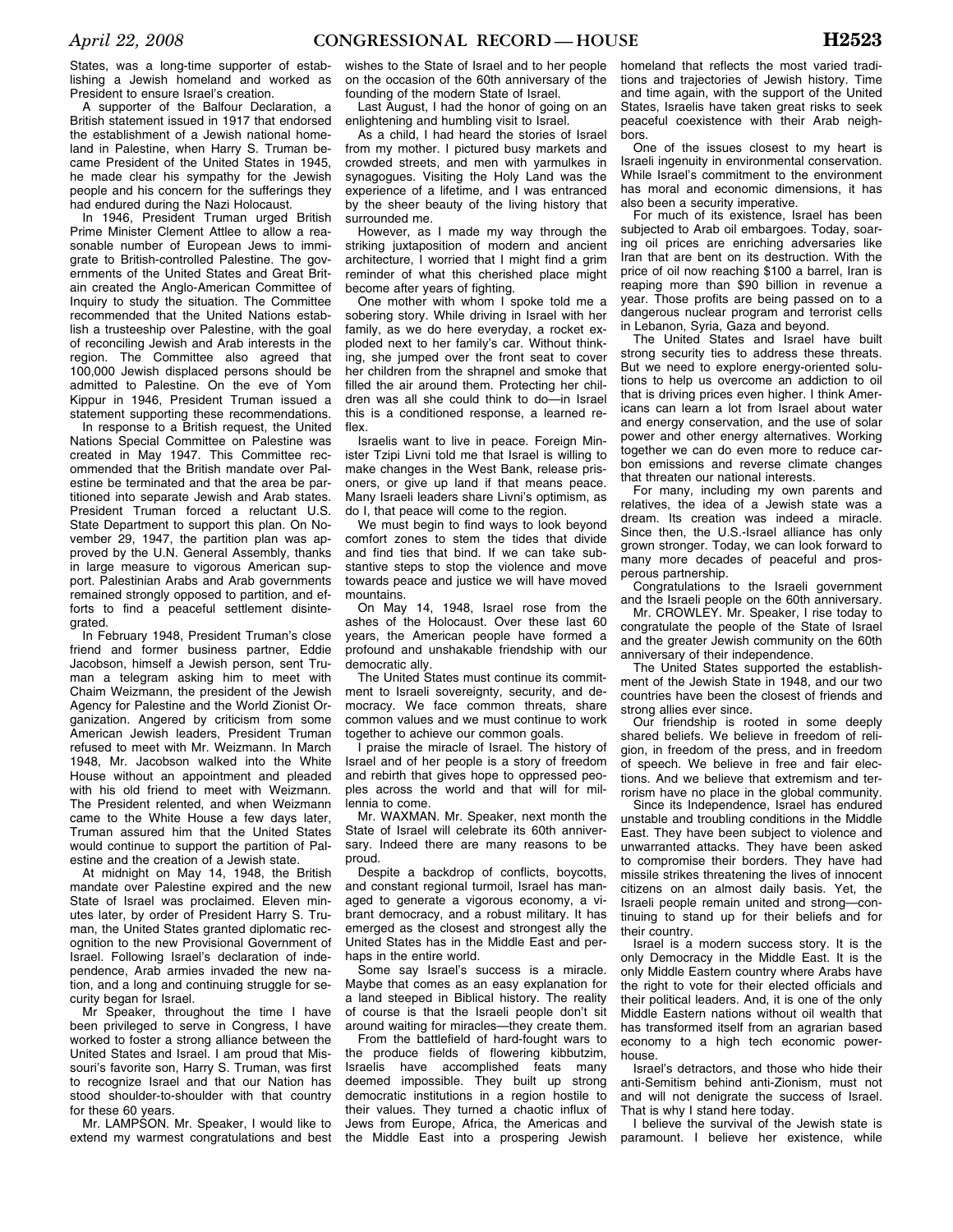States, was a long-time supporter of establishing a Jewish homeland and worked as President to ensure Israel's creation.

A supporter of the Balfour Declaration, a British statement issued in 1917 that endorsed the establishment of a Jewish national homeland in Palestine, when Harry S. Truman became President of the United States in 1945, he made clear his sympathy for the Jewish people and his concern for the sufferings they had endured during the Nazi Holocaust.

In 1946, President Truman urged British Prime Minister Clement Attlee to allow a reasonable number of European Jews to immigrate to British-controlled Palestine. The governments of the United States and Great Britain created the Anglo-American Committee of Inquiry to study the situation. The Committee recommended that the United Nations establish a trusteeship over Palestine, with the goal of reconciling Jewish and Arab interests in the region. The Committee also agreed that 100,000 Jewish displaced persons should be admitted to Palestine. On the eve of Yom Kippur in 1946, President Truman issued a statement supporting these recommendations.

In response to a British request, the United Nations Special Committee on Palestine was created in May 1947. This Committee recommended that the British mandate over Palestine be terminated and that the area be partitioned into separate Jewish and Arab states. President Truman forced a reluctant U.S. State Department to support this plan. On November 29, 1947, the partition plan was approved by the U.N. General Assembly, thanks in large measure to vigorous American support. Palestinian Arabs and Arab governments remained strongly opposed to partition, and efforts to find a peaceful settlement disintegrated.

In February 1948, President Truman's close friend and former business partner, Eddie Jacobson, himself a Jewish person, sent Truman a telegram asking him to meet with Chaim Weizmann, the president of the Jewish Agency for Palestine and the World Zionist Organization. Angered by criticism from some American Jewish leaders, President Truman refused to meet with Mr. Weizmann. In March 1948, Mr. Jacobson walked into the White House without an appointment and pleaded with his old friend to meet with Weizmann. The President relented, and when Weizmann came to the White House a few days later, Truman assured him that the United States would continue to support the partition of Palestine and the creation of a Jewish state.

At midnight on May 14, 1948, the British mandate over Palestine expired and the new State of Israel was proclaimed. Eleven minutes later, by order of President Harry S. Truman, the United States granted diplomatic recognition to the new Provisional Government of Israel. Following Israel's declaration of independence, Arab armies invaded the new nation, and a long and continuing struggle for security began for Israel.

Mr Speaker, throughout the time I have been privileged to serve in Congress, I have worked to foster a strong alliance between the United States and Israel. I am proud that Missouri's favorite son, Harry S. Truman, was first to recognize Israel and that our Nation has stood shoulder-to-shoulder with that country for these 60 years.

Mr. LAMPSON. Mr. Speaker, I would like to extend my warmest congratulations and best wishes to the State of Israel and to her people on the occasion of the 60th anniversary of the founding of the modern State of Israel.

Last August, I had the honor of going on an enlightening and humbling visit to Israel.

As a child, I had heard the stories of Israel from my mother. I pictured busy markets and crowded streets, and men with yarmulkes in synagogues. Visiting the Holy Land was the experience of a lifetime, and I was entranced by the sheer beauty of the living history that surrounded me.

However, as I made my way through the striking juxtaposition of modern and ancient architecture, I worried that I might find a grim reminder of what this cherished place might become after years of fighting.

One mother with whom I spoke told me a sobering story. While driving in Israel with her family, as we do here everyday, a rocket exploded next to her family's car. Without thinking, she jumped over the front seat to cover her children from the shrapnel and smoke that filled the air around them. Protecting her children was all she could think to do—in Israel this is a conditioned response, a learned reflex.

Israelis want to live in peace. Foreign Minister Tzipi Livni told me that Israel is willing to make changes in the West Bank, release prisoners, or give up land if that means peace. Many Israeli leaders share Livni's optimism, as do I, that peace will come to the region.

We must begin to find ways to look beyond comfort zones to stem the tides that divide and find ties that bind. If we can take substantive steps to stop the violence and move towards peace and justice we will have moved mountains.

On May 14, 1948, Israel rose from the ashes of the Holocaust. Over these last 60 years, the American people have formed a profound and unshakable friendship with our democratic ally.

The United States must continue its commitment to Israeli sovereignty, security, and democracy. We face common threats, share common values and we must continue to work together to achieve our common goals.

I praise the miracle of Israel. The history of Israel and of her people is a story of freedom and rebirth that gives hope to oppressed peoples across the world and that will for millennia to come.

Mr. WAXMAN. Mr. Speaker, next month the State of Israel will celebrate its 60th anniversary. Indeed there are many reasons to be proud.

Despite a backdrop of conflicts, boycotts, and constant regional turmoil, Israel has managed to generate a vigorous economy, a vibrant democracy, and a robust military. It has emerged as the closest and strongest ally the United States has in the Middle East and perhaps in the entire world.

Some say Israel's success is a miracle. Maybe that comes as an easy explanation for a land steeped in Biblical history. The reality of course is that the Israeli people don't sit around waiting for miracles—they create them.

From the battlefield of hard-fought wars to the produce fields of flowering kibbutzim, Israelis have accomplished feats many deemed impossible. They built up strong democratic institutions in a region hostile to their values. They turned a chaotic influx of Jews from Europe, Africa, the Americas and the Middle East into a prospering Jewish homeland that reflects the most varied traditions and trajectories of Jewish history. Time and time again, with the support of the United States, Israelis have taken great risks to seek peaceful coexistence with their Arab neighbors.

One of the issues closest to my heart is Israeli ingenuity in environmental conservation. While Israel's commitment to the environment has moral and economic dimensions, it has also been a security imperative.

For much of its existence, Israel has been subjected to Arab oil embargoes. Today, soaring oil prices are enriching adversaries like Iran that are bent on its destruction. With the price of oil now reaching $100 a barrel, Iran is reaping more than $90 billion in revenue a year. Those profits are being passed on to a dangerous nuclear program and terrorist cells in Lebanon, Syria, Gaza and beyond.

The United States and Israel have built strong security ties to address these threats. But we need to explore energy-oriented solutions to help us overcome an addiction to oil that is driving prices even higher. I think Americans can learn a lot from Israel about water and energy conservation, and the use of solar power and other energy alternatives. Working together we can do even more to reduce carbon emissions and reverse climate changes that threaten our national interests.

For many, including my own parents and relatives, the idea of a Jewish state was a dream. Its creation was indeed a miracle. Since then, the U.S.-Israel alliance has only grown stronger. Today, we can look forward to many more decades of peaceful and prosperous partnership.

Congratulations to the Israeli government and the Israeli people on the 60th anniversary.

Mr. CROWLEY. Mr. Speaker, I rise today to congratulate the people of the State of Israel and the greater Jewish community on the 60th anniversary of their independence.

The United States supported the establishment of the Jewish State in 1948, and our two countries have been the closest of friends and strong allies ever since.

Our friendship is rooted in some deeply shared beliefs. We believe in freedom of religion, in freedom of the press, and in freedom of speech. We believe in free and fair elections. And we believe that extremism and terrorism have no place in the global community.

Since its Independence, Israel has endured unstable and troubling conditions in the Middle East. They have been subject to violence and unwarranted attacks. They have been asked to compromise their borders. They have had missile strikes threatening the lives of innocent citizens on an almost daily basis. Yet, the Israeli people remain united and strong—continuing to stand up for their beliefs and for their country.

Israel is a modern success story. It is the only Democracy in the Middle East. It is the only Middle Eastern country where Arabs have the right to vote for their elected officials and their political leaders. And, it is one of the only Middle Eastern nations without oil wealth that has transformed itself from an agrarian based economy to a high tech economic powerhouse.

Israel's detractors, and those who hide their anti-Semitism behind anti-Zionism, must not and will not denigrate the success of Israel. That is why I stand here today.

I believe the survival of the Jewish state is paramount. I believe her existence, while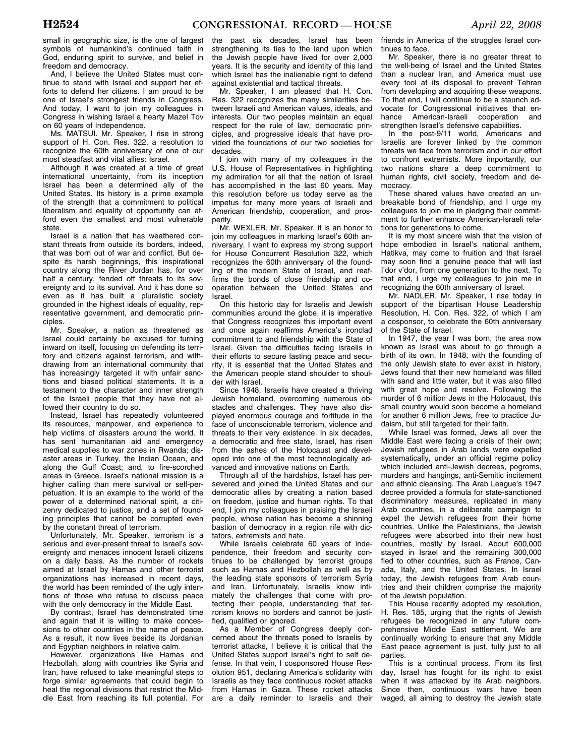small in geographic size, is the one of largest symbols of humankind's continued faith in God, enduring spirit to survive, and belief in freedom and democracy.

And, I believe the United States must continue to stand with Israel and support her efforts to defend her citizens. I am proud to be one of Israel's strongest friends in Congress. And today, I want to join my colleagues in Congress in wishing Israel a hearty Mazel Tov on 60 years of Independence.

Ms. MATSUI. Mr. Speaker, I rise in strong support of H. Con. Res. 322, a resolution to recognize the 60th anniversary of one of our most steadfast and vital allies: Israel.

Although it was created at a time of great international uncertainty, from its inception Israel has been a determined ally of the United States. Its history is a prime example of the strength that a commitment to political liberalism and equality of opportunity can afford even the smallest and most vulnerable state.

Israel is a nation that has weathered constant threats from outside its borders, indeed, that was born out of war and conflict. But despite its harsh beginnings, this inspirational country along the River Jordan has, for over half a century, fended off threats to its sovereignty and to its survival. And it has done so even as it has built a pluralistic society grounded in the highest ideals of equality, representative government, and democratic principles.

Mr. Speaker, a nation as threatened as Israel could certainly be excused for turning inward on itself, focusing on defending its territory and citizens against terrorism, and withdrawing from an international community that has increasingly targeted it with unfair sanctions and biased political statements. It is a testament to the character and inner strength of the Israeli people that they have not allowed their country to do so.

Instead, Israel has repeatedly volunteered its resources, manpower, and experience to help victims of disasters around the world. It has sent humanitarian aid and emergency medical supplies to war zones in Rwanda; disaster areas in Turkey, the Indian Ocean, and along the Gulf Coast; and, to fire-scorched areas in Greece. Israel's national mission is a higher calling than mere survival or self-perpetuation. It is an example to the world of the power of a determined national spirit, a citizenry dedicated to justice, and a set of founding principles that cannot be corrupted even by the constant threat of terrorism.

Unfortunately, Mr. Speaker, terrorism is a serious and ever-present threat to Israel's sovereignty and menaces innocent Israeli citizens on a daily basis. As the number of rockets aimed at Israel by Hamas and other terrorist organizations has increased in recent days, the world has been reminded of the ugly intentions of those who refuse to discuss peace with the only democracy in the Middle East.

By contrast, Israel has demonstrated time and again that it is willing to make concessions to other countries in the name of peace. As a result, it now lives beside its Jordanian and Egyptian neighbors in relative calm.

However, organizations like Hamas and Hezbollah, along with countries like Syria and Iran, have refused to take meaningful steps to forge similar agreements that could begin to heal the regional divisions that restrict the Middle East from reaching its full potential. For the past six decades, Israel has been strengthening its ties to the land upon which the Jewish people have lived for over 2,000 years. It is the security and identity of this land which Israel has the inalienable right to defend against existential and tactical threats.

Mr. Speaker, I am pleased that H. Con. Res. 322 recognizes the many similarities between Israeli and American values, ideals, and interests. Our two peoples maintain an equal respect for the rule of law, democratic principles, and progressive ideals that have provided the foundations of our two societies for decades.

I join with many of my colleagues in the U.S. House of Representatives in highlighting my admiration for all that the nation of Israel has accomplished in the last 60 years. May this resolution before us today serve as the impetus for many more years of Israeli and American friendship, cooperation, and prosperity.

Mr. WEXLER. Mr. Speaker, it is an honor to join my colleagues in marking Israel's 60th anniversary. I want to express my strong support for House Concurrent Resolution 322, which recognizes the 60th anniversary of the founding of the modern State of Israel, and reaffirms the bonds of close friendship and cooperation between the United States and Israel.

On this historic day for Israelis and Jewish communities around the globe, it is imperative that Congress recognizes this important event and once again reaffirms America's ironclad commitment to and friendship with the State of Israel. Given the difficulties facing Israelis in their efforts to secure lasting peace and security, it is essential that the United States and the American people stand shoulder to shoulder with Israel.

Since 1948, Israelis have created a thriving Jewish homeland, overcoming numerous obstacles and challenges. They have also displayed enormous courage and fortitude in the face of unconscionable terrorism, violence and threats to their very existence. In six decades, a democratic and free state, Israel, has risen from the ashes of the Holocaust and developed into one of the most technologically advanced and innovative nations on Earth.

Through all of the hardships, Israel has persevered and joined the United States and our democratic allies by creating a nation based on freedom, justice and human rights. To that end, I join my colleagues in praising the Israeli people, whose nation has become a shinning bastion of democracy in a region rife with dictators, extremists and hate.

While Israelis celebrate 60 years of independence, their freedom and security continues to be challenged by terrorist groups such as Hamas and Hezbollah as well as by the leading state sponsors of terrorism Syria and Iran. Unfortunately, Israelis know intimately the challenges that come with protecting their people, understanding that terrorism knows no borders and cannot be justified, qualified or ignored.

As a Member of Congress deeply concerned about the threats posed to Israelis by terrorist attacks, I believe it is critical that the United States support Israel's right to self defense. In that vein, I cosponsored House Resolution 951, declaring America's solidarity with Israelis as they face continuous rocket attacks from Hamas in Gaza. These rocket attacks are a daily reminder to Israelis and their friends in America of the struggles Israel continues to face.

Mr. Speaker, there is no greater threat to the well-being of Israel and the United States than a nuclear Iran, and America must use every tool at its disposal to prevent Tehran from developing and acquiring these weapons. To that end, I will continue to be a staunch advocate for Congressional initiatives that enhance American-Israeli cooperation and strengthen Israel's defensive capabilities.

In the post-9/11 world, Americans and Israelis are forever linked by the common threats we face from terrorism and in our effort to confront extremists. More importantly, our two nations share a deep commitment to human rights, civil society, freedom and democracy.

These shared values have created an unbreakable bond of friendship, and I urge my colleagues to join me in pledging their commitment to further enhance American-Israeli relations for generations to come.

It is my most sincere wish that the vision of hope embodied in Israel's national anthem, Hatikva, may come to fruition and that Israel may soon find a genuine peace that will last l'dor v'dor, from one generation to the next. To that end, I urge my colleagues to join me in recognizing the 60th anniversary of Israel.

Mr. NADLER. Mr. Speaker, I rise today in support of the bipartisan House Leadership Resolution, H. Con. Res. 322, of which I am a cosponsor, to celebrate the 60th anniversary of the State of Israel.

In 1947, the year I was born, the area now known as Israel was about to go through a birth of its own. In 1948, with the founding of the only Jewish state to ever exist in history, Jews found that their new homeland was filled with sand and little water, but it was also filled with great hope and resolve. Following the murder of 6 million Jews in the Holocaust, this small country would soon become a homeland for another 6 million Jews, free to practice Judaism, but still targeted for their faith.

While Israel was formed, Jews all over the Middle East were facing a crisis of their own; Jewish refugees in Arab lands were expelled systematically, under an official regime policy which included anti-Jewish decrees, pogroms, murders and hangings, anti-Semitic incitement and ethnic cleansing. The Arab League's 1947 decree provided a formula for state-sanctioned discriminatory measures, replicated in many Arab countries, in a deliberate campaign to expel the Jewish refugees from their home countries. Unlike the Palestinians, the Jewish refugees were absorbed into their new host countries, mostly by Israel. About 600,000 stayed in Israel and the remaining 300,000 fled to other countries, such as France, Canada, Italy, and the United States. In Israel today, the Jewish refugees from Arab countries and their children comprise the majority of the Jewish population.

This House recently adopted my resolution, H. Res. 185, urging that the rights of Jewish refugees be recognized in any future comprehensive Middle East settlement. We are continually working to ensure that any Middle East peace agreement is just, fully just to all parties.

This is a continual process. From its first day, Israel has fought for its right to exist when it was attacked by its Arab neighbors. Since then, continuous wars have been waged, all aiming to destroy the Jewish state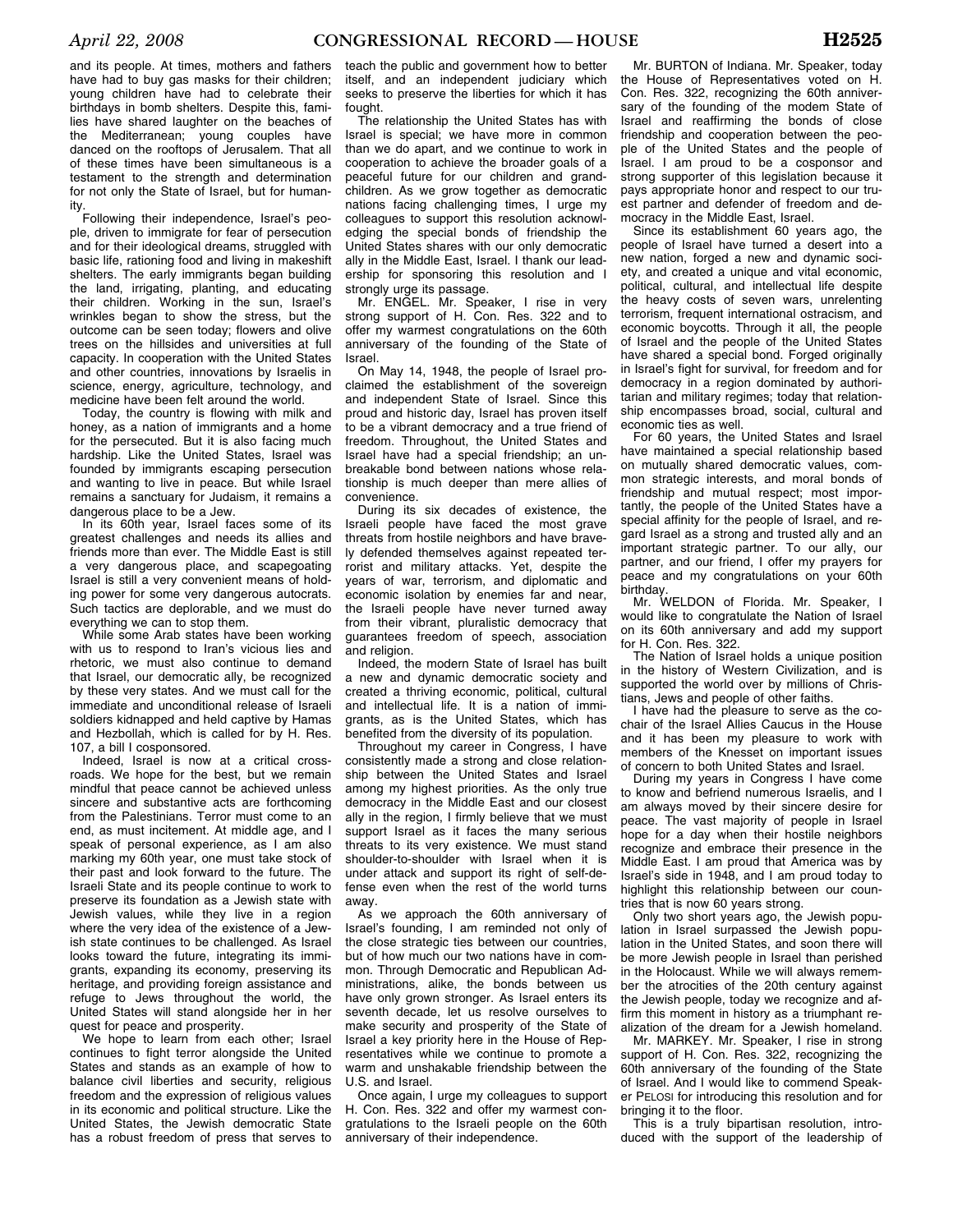and its people. At times, mothers and fathers have had to buy gas masks for their children; young children have had to celebrate their birthdays in bomb shelters. Despite this, families have shared laughter on the beaches of the Mediterranean; young couples have danced on the rooftops of Jerusalem. That all of these times have been simultaneous is a testament to the strength and determination for not only the State of Israel, but for humanity.

Following their independence, Israel's people, driven to immigrate for fear of persecution and for their ideological dreams, struggled with basic life, rationing food and living in makeshift shelters. The early immigrants began building the land, irrigating, planting, and educating their children. Working in the sun, Israel's wrinkles began to show the stress, but the outcome can be seen today; flowers and olive trees on the hillsides and universities at full capacity. In cooperation with the United States and other countries, innovations by Israelis in science, energy, agriculture, technology, and medicine have been felt around the world.

Today, the country is flowing with milk and honey, as a nation of immigrants and a home for the persecuted. But it is also facing much hardship. Like the United States, Israel was founded by immigrants escaping persecution and wanting to live in peace. But while Israel remains a sanctuary for Judaism, it remains a dangerous place to be a Jew.

In its 60th year, Israel faces some of its greatest challenges and needs its allies and friends more than ever. The Middle East is still a very dangerous place, and scapegoating Israel is still a very convenient means of holding power for some very dangerous autocrats. Such tactics are deplorable, and we must do everything we can to stop them.

While some Arab states have been working with us to respond to Iran's vicious lies and rhetoric, we must also continue to demand that Israel, our democratic ally, be recognized by these very states. And we must call for the immediate and unconditional release of Israeli soldiers kidnapped and held captive by Hamas and Hezbollah, which is called for by H. Res. 107, a bill I cosponsored.

Indeed, Israel is now at a critical crossroads. We hope for the best, but we remain mindful that peace cannot be achieved unless sincere and substantive acts are forthcoming from the Palestinians. Terror must come to an end, as must incitement. At middle age, and I speak of personal experience, as I am also marking my 60th year, one must take stock of their past and look forward to the future. The Israeli State and its people continue to work to preserve its foundation as a Jewish state with Jewish values, while they live in a region where the very idea of the existence of a Jewish state continues to be challenged. As Israel looks toward the future, integrating its immigrants, expanding its economy, preserving its heritage, and providing foreign assistance and refuge to Jews throughout the world, the United States will stand alongside her in her quest for peace and prosperity.

We hope to learn from each other; Israel continues to fight terror alongside the United States and stands as an example of how to balance civil liberties and security, religious freedom and the expression of religious values in its economic and political structure. Like the United States, the Jewish democratic State has a robust freedom of press that serves to teach the public and government how to better itself, and an independent judiciary which seeks to preserve the liberties for which it has fought.

The relationship the United States has with Israel is special; we have more in common than we do apart, and we continue to work in cooperation to achieve the broader goals of a peaceful future for our children and grandchildren. As we grow together as democratic nations facing challenging times, I urge my colleagues to support this resolution acknowledging the special bonds of friendship the United States shares with our only democratic ally in the Middle East, Israel. I thank our leadership for sponsoring this resolution and I strongly urge its passage.

Mr. ENGEL. Mr. Speaker, I rise in very strong support of H. Con. Res. 322 and to offer my warmest congratulations on the 60th anniversary of the founding of the State of Israel.

On May 14, 1948, the people of Israel proclaimed the establishment of the sovereign and independent State of Israel. Since this proud and historic day, Israel has proven itself to be a vibrant democracy and a true friend of freedom. Throughout, the United States and Israel have had a special friendship; an unbreakable bond between nations whose relationship is much deeper than mere allies of convenience.

During its six decades of existence, the Israeli people have faced the most grave threats from hostile neighbors and have bravely defended themselves against repeated terrorist and military attacks. Yet, despite the years of war, terrorism, and diplomatic and economic isolation by enemies far and near, the Israeli people have never turned away from their vibrant, pluralistic democracy that guarantees freedom of speech, association and religion.

Indeed, the modern State of Israel has built a new and dynamic democratic society and created a thriving economic, political, cultural and intellectual life. It is a nation of immigrants, as is the United States, which has benefited from the diversity of its population.

Throughout my career in Congress, I have consistently made a strong and close relationship between the United States and Israel among my highest priorities. As the only true democracy in the Middle East and our closest ally in the region, I firmly believe that we must support Israel as it faces the many serious threats to its very existence. We must stand shoulder-to-shoulder with Israel when it is under attack and support its right of self-defense even when the rest of the world turns away.

As we approach the 60th anniversary of Israel's founding, I am reminded not only of the close strategic ties between our countries, but of how much our two nations have in common. Through Democratic and Republican Administrations, alike, the bonds between us have only grown stronger. As Israel enters its seventh decade, let us resolve ourselves to make security and prosperity of the State of Israel a key priority here in the House of Representatives while we continue to promote a warm and unshakable friendship between the U.S. and Israel.

Once again, I urge my colleagues to support H. Con. Res. 322 and offer my warmest congratulations to the Israeli people on the 60th anniversary of their independence.

Mr. BURTON of Indiana. Mr. Speaker, today the House of Representatives voted on H. Con. Res. 322, recognizing the 60th anniversary of the founding of the modem State of Israel and reaffirming the bonds of close friendship and cooperation between the people of the United States and the people of Israel. I am proud to be a cosponsor and strong supporter of this legislation because it pays appropriate honor and respect to our truest partner and defender of freedom and democracy in the Middle East, Israel.

Since its establishment 60 years ago, the people of Israel have turned a desert into a new nation, forged a new and dynamic society, and created a unique and vital economic, political, cultural, and intellectual life despite the heavy costs of seven wars, unrelenting terrorism, frequent international ostracism, and economic boycotts. Through it all, the people of Israel and the people of the United States have shared a special bond. Forged originally in Israel's fight for survival, for freedom and for democracy in a region dominated by authoritarian and military regimes; today that relationship encompasses broad, social, cultural and economic ties as well.

For 60 years, the United States and Israel have maintained a special relationship based on mutually shared democratic values, common strategic interests, and moral bonds of friendship and mutual respect; most importantly, the people of the United States have a special affinity for the people of Israel, and regard Israel as a strong and trusted ally and an important strategic partner. To our ally, our partner, and our friend, I offer my prayers for peace and my congratulations on your 60th birthday.

Mr. WELDON of Florida. Mr. Speaker, I would like to congratulate the Nation of Israel on its 60th anniversary and add my support for H. Con. Res. 322.

The Nation of Israel holds a unique position in the history of Western Civilization, and is supported the world over by millions of Christians, Jews and people of other faiths.

I have had the pleasure to serve as the co-chair of the Israel Allies Caucus in the House and it has been my pleasure to work with members of the Knesset on important issues of concern to both United States and Israel.

During my years in Congress I have come to know and befriend numerous Israelis, and I am always moved by their sincere desire for peace. The vast majority of people in Israel hope for a day when their hostile neighbors recognize and embrace their presence in the Middle East. I am proud that America was by Israel's side in 1948, and I am proud today to highlight this relationship between our countries that is now 60 years strong.

Only two short years ago, the Jewish population in Israel surpassed the Jewish population in the United States, and soon there will be more Jewish people in Israel than perished in the Holocaust. While we will always remember the atrocities of the 20th century against the Jewish people, today we recognize and affirm this moment in history as a triumphant realization of the dream for a Jewish homeland.

Mr. MARKEY. Mr. Speaker, I rise in strong support of H. Con. Res. 322, recognizing the 60th anniversary of the founding of the State of Israel. And I would like to commend Speaker PELOSI for introducing this resolution and for bringing it to the floor.

This is a truly bipartisan resolution, introduced with the support of the leadership of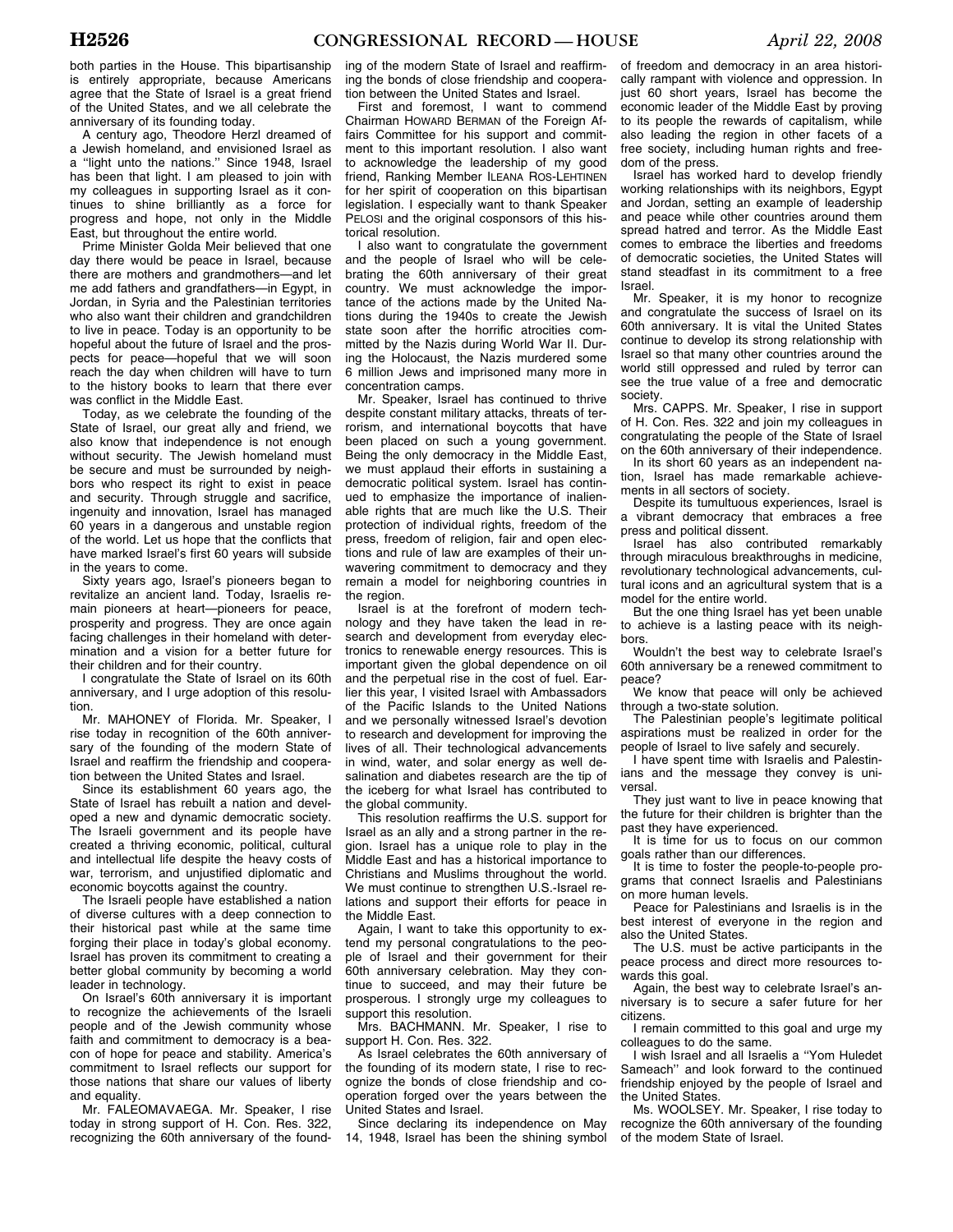both parties in the House. This bipartisanship is entirely appropriate, because Americans agree that the State of Israel is a great friend of the United States, and we all celebrate the anniversary of its founding today.

A century ago, Theodore Herzl dreamed of a Jewish homeland, and envisioned Israel as a "light unto the nations." Since 1948, Israel has been that light. I am pleased to join with my colleagues in supporting Israel as it continues to shine brilliantly as a force for progress and hope, not only in the Middle East, but throughout the entire world.

Prime Minister Golda Meir believed that one day there would be peace in Israel, because there are mothers and grandmothers—and let me add fathers and grandfathers—in Egypt, in Jordan, in Syria and the Palestinian territories who also want their children and grandchildren to live in peace. Today is an opportunity to be hopeful about the future of Israel and the prospects for peace—hopeful that we will soon reach the day when children will have to turn to the history books to learn that there ever was conflict in the Middle East.

Today, as we celebrate the founding of the State of Israel, our great ally and friend, we also know that independence is not enough without security. The Jewish homeland must be secure and must be surrounded by neighbors who respect its right to exist in peace and security. Through struggle and sacrifice, ingenuity and innovation, Israel has managed 60 years in a dangerous and unstable region of the world. Let us hope that the conflicts that have marked Israel's first 60 years will subside in the years to come.

Sixty years ago, Israel's pioneers began to revitalize an ancient land. Today, Israelis remain pioneers at heart—pioneers for peace, prosperity and progress. They are once again facing challenges in their homeland with determination and a vision for a better future for their children and for their country.

I congratulate the State of Israel on its 60th anniversary, and I urge adoption of this resolution.

Mr. MAHONEY of Florida. Mr. Speaker, I rise today in recognition of the 60th anniversary of the founding of the modern State of Israel and reaffirm the friendship and cooperation between the United States and Israel.

Since its establishment 60 years ago, the State of Israel has rebuilt a nation and developed a new and dynamic democratic society. The Israeli government and its people have created a thriving economic, political, cultural and intellectual life despite the heavy costs of war, terrorism, and unjustified diplomatic and economic boycotts against the country.

The Israeli people have established a nation of diverse cultures with a deep connection to their historical past while at the same time forging their place in today's global economy. Israel has proven its commitment to creating a better global community by becoming a world leader in technology.

On Israel's 60th anniversary it is important to recognize the achievements of the Israeli people and of the Jewish community whose faith and commitment to democracy is a beacon of hope for peace and stability. America's commitment to Israel reflects our support for those nations that share our values of liberty and equality.

Mr. FALEOMAVAEGA. Mr. Speaker, I rise today in strong support of H. Con. Res. 322, recognizing the 60th anniversary of the founding of the modern State of Israel and reaffirming the bonds of close friendship and cooperation between the United States and Israel.

First and foremost, I want to commend Chairman HOWARD BERMAN of the Foreign Affairs Committee for his support and commitment to this important resolution. I also want to acknowledge the leadership of my good friend, Ranking Member ILEANA ROS-LEHTINEN for her spirit of cooperation on this bipartisan legislation. I especially want to thank Speaker PELOSI and the original cosponsors of this historical resolution.

I also want to congratulate the government and the people of Israel who will be celebrating the 60th anniversary of their great country. We must acknowledge the importance of the actions made by the United Nations during the 1940s to create the Jewish state soon after the horrific atrocities committed by the Nazis during World War II. During the Holocaust, the Nazis murdered some 6 million Jews and imprisoned many more in concentration camps.

Mr. Speaker, Israel has continued to thrive despite constant military attacks, threats of terrorism, and international boycotts that have been placed on such a young government. Being the only democracy in the Middle East, we must applaud their efforts in sustaining a democratic political system. Israel has continued to emphasize the importance of inalienable rights that are much like the U.S. Their protection of individual rights, freedom of the press, freedom of religion, fair and open elections and rule of law are examples of their unwavering commitment to democracy and they remain a model for neighboring countries in the region.

Israel is at the forefront of modern technology and they have taken the lead in research and development from everyday electronics to renewable energy resources. This is important given the global dependence on oil and the perpetual rise in the cost of fuel. Earlier this year, I visited Israel with Ambassadors of the Pacific Islands to the United Nations and we personally witnessed Israel's devotion to research and development for improving the lives of all. Their technological advancements in wind, water, and solar energy as well desalination and diabetes research are the tip of the iceberg for what Israel has contributed to the global community.

This resolution reaffirms the U.S. support for Israel as an ally and a strong partner in the region. Israel has a unique role to play in the Middle East and has a historical importance to Christians and Muslims throughout the world. We must continue to strengthen U.S.-Israel relations and support their efforts for peace in the Middle East.

Again, I want to take this opportunity to extend my personal congratulations to the people of Israel and their government for their 60th anniversary celebration. May they continue to succeed, and may their future be prosperous. I strongly urge my colleagues to support this resolution.

Mrs. BACHMANN. Mr. Speaker, I rise to support H. Con. Res. 322.

As Israel celebrates the 60th anniversary of the founding of its modern state, I rise to recognize the bonds of close friendship and cooperation forged over the years between the United States and Israel.

Since declaring its independence on May 14, 1948, Israel has been the shining symbol of freedom and democracy in an area historically rampant with violence and oppression. In just 60 short years, Israel has become the economic leader of the Middle East by proving to its people the rewards of capitalism, while also leading the region in other facets of a free society, including human rights and freedom of the press.

Israel has worked hard to develop friendly working relationships with its neighbors, Egypt and Jordan, setting an example of leadership and peace while other countries around them spread hatred and terror. As the Middle East comes to embrace the liberties and freedoms of democratic societies, the United States will stand steadfast in its commitment to a free Israel.

Mr. Speaker, it is my honor to recognize and congratulate the success of Israel on its 60th anniversary. It is vital the United States continue to develop its strong relationship with Israel so that many other countries around the world still oppressed and ruled by terror can see the true value of a free and democratic society.

Mrs. CAPPS. Mr. Speaker, I rise in support of H. Con. Res. 322 and join my colleagues in congratulating the people of the State of Israel on the 60th anniversary of their independence.

In its short 60 years as an independent nation, Israel has made remarkable achievements in all sectors of society.

Despite its tumultuous experiences, Israel is a vibrant democracy that embraces a free press and political dissent.

Israel has also contributed remarkably through miraculous breakthroughs in medicine, revolutionary technological advancements, cultural icons and an agricultural system that is a model for the entire world.

But the one thing Israel has yet been unable to achieve is a lasting peace with its neighbors.

Wouldn't the best way to celebrate Israel's 60th anniversary be a renewed commitment to peace?

We know that peace will only be achieved through a two-state solution.

The Palestinian people's legitimate political aspirations must be realized in order for the people of Israel to live safely and securely.

I have spent time with Israelis and Palestinians and the message they convey is universal.

They just want to live in peace knowing that the future for their children is brighter than the past they have experienced.

It is time for us to focus on our common goals rather than our differences.

It is time to foster the people-to-people programs that connect Israelis and Palestinians on more human levels.

Peace for Palestinians and Israelis is in the best interest of everyone in the region and also the United States.

The U.S. must be active participants in the peace process and direct more resources towards this goal.

Again, the best way to celebrate Israel's anniversary is to secure a safer future for her citizens.

I remain committed to this goal and urge my colleagues to do the same.

I wish Israel and all Israelis a "Yom Huledet Sameach" and look forward to the continued friendship enjoyed by the people of Israel and the United States.

Ms. WOOLSEY. Mr. Speaker, I rise today to recognize the 60th anniversary of the founding of the modem State of Israel.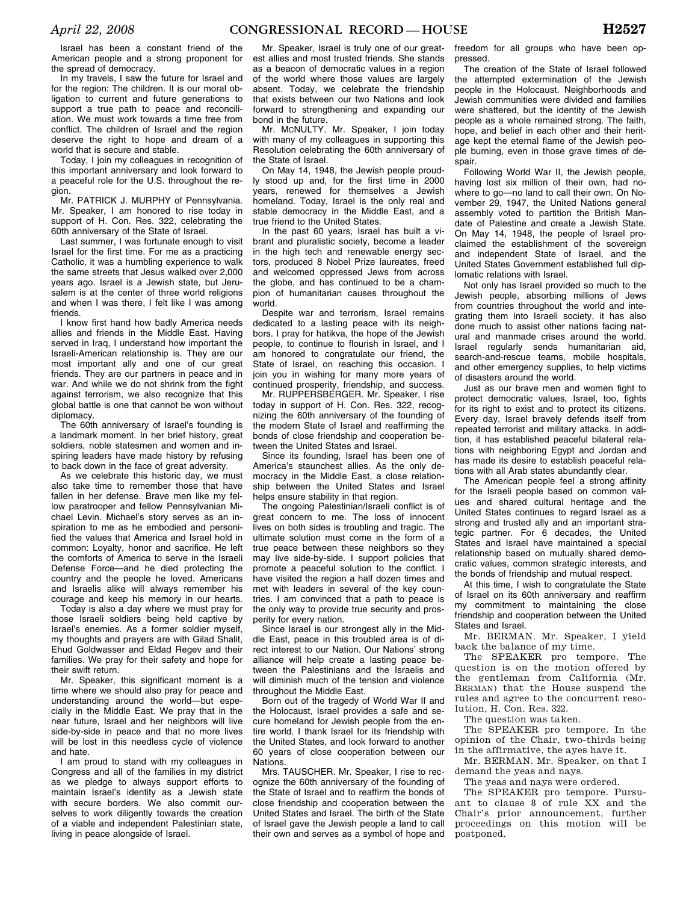Israel has been a constant friend of the American people and a strong proponent for the spread of democracy.

In my travels, I saw the future for Israel and for the region: The children. It is our moral obligation to current and future generations to support a true path to peace and reconciliation. We must work towards a time free from conflict. The children of Israel and the region deserve the right to hope and dream of a world that is secure and stable.

Today, I join my colleagues in recognition of this important anniversary and look forward to a peaceful role for the U.S. throughout the region.

Mr. PATRICK J. MURPHY of Pennsylvania. Mr. Speaker, I am honored to rise today in support of H. Con. Res. 322, celebrating the 60th anniversary of the State of Israel.

Last summer, I was fortunate enough to visit Israel for the first time. For me as a practicing Catholic, it was a humbling experience to walk the same streets that Jesus walked over 2,000 years ago. Israel is a Jewish state, but Jerusalem is at the center of three world religions and when I was there, I felt like I was among friends.

I know first hand how badly America needs allies and friends in the Middle East. Having served in Iraq, I understand how important the Israeli-American relationship is. They are our most important ally and one of our great friends. They are our partners in peace and in war. And while we do not shrink from the fight against terrorism, we also recognize that this global battle is one that cannot be won without diplomacy.

The 60th anniversary of Israel's founding is a landmark moment. In her brief history, great soldiers, noble statesmen and women and inspiring leaders have made history by refusing to back down in the face of great adversity.

As we celebrate this historic day, we must also take time to remember those that have fallen in her defense. Brave men like my fellow paratrooper and fellow Pennsylvanian Michael Levin. Michael's story serves as an inspiration to me as he embodied and personified the values that America and Israel hold in common: Loyalty, honor and sacrifice. He left the comforts of America to serve in the Israeli Defense Force—and he died protecting the country and the people he loved. Americans and Israelis alike will always remember his courage and keep his memory in our hearts.

Today is also a day where we must pray for those Israeli soldiers being held captive by Israel's enemies. As a former soldier myself, my thoughts and prayers are with Gilad Shalit, Ehud Goldwasser and Eldad Regev and their families. We pray for their safety and hope for their swift return.

Mr. Speaker, this significant moment is a time where we should also pray for peace and understanding around the world—but especially in the Middle East. We pray that in the near future, Israel and her neighbors will live side-by-side in peace and that no more lives will be lost in this needless cycle of violence and hate.

I am proud to stand with my colleagues in Congress and all of the families in my district as we pledge to always support efforts to maintain Israel's identity as a Jewish state with secure borders. We also commit ourselves to work diligently towards the creation of a viable and independent Palestinian state, living in peace alongside of Israel.

Mr. Speaker, Israel is truly one of our greatest allies and most trusted friends. She stands as a beacon of democratic values in a region of the world where those values are largely absent. Today, we celebrate the friendship that exists between our two Nations and look forward to strengthening and expanding our bond in the future.

Mr. MCNULTY. Mr. Speaker, I join today with many of my colleagues in supporting this Resolution celebrating the 60th anniversary of the State of Israel.

On May 14, 1948, the Jewish people proudly stood up and, for the first time in 2000 years, renewed for themselves a Jewish homeland. Today, Israel is the only real and stable democracy in the Middle East, and a true friend to the United States.

In the past 60 years, Israel has built a vibrant and pluralistic society, become a leader in the high tech and renewable energy sectors, produced 8 Nobel Prize laureates, freed and welcomed oppressed Jews from across the globe, and has continued to be a champion of humanitarian causes throughout the world.

Despite war and terrorism, Israel remains dedicated to a lasting peace with its neighbors. I pray for hatikva, the hope of the Jewish people, to continue to flourish in Israel, and I am honored to congratulate our friend, the State of Israel, on reaching this occasion. I join you in wishing for many more years of continued prosperity, friendship, and success.

Mr. RUPPERSBERGER. Mr. Speaker, I rise today in support of H. Con. Res. 322, recognizing the 60th anniversary of the founding of the modern State of Israel and reaffirming the bonds of close friendship and cooperation between the United States and Israel.

Since its founding, Israel has been one of America's staunchest allies. As the only democracy in the Middle East, a close relationship between the United States and Israel helps ensure stability in that region.

The ongoing Palestinian/Israeli conflict is of great concern to me. The loss of innocent lives on both sides is troubling and tragic. The ultimate solution must come in the form of a true peace between these neighbors so they may live side-by-side. I support policies that promote a peaceful solution to the conflict. I have visited the region a half dozen times and met with leaders in several of the key countries. I am convinced that a path to peace is the only way to provide true security and prosperity for every nation.

Since Israel is our strongest ally in the Middle East, peace in this troubled area is of direct interest to our Nation. Our Nations' strong alliance will help create a lasting peace between the Palestinians and the Israelis and will diminish much of the tension and violence throughout the Middle East.

Born out of the tragedy of World War II and the Holocaust, Israel provides a safe and secure homeland for Jewish people from the entire world. I thank Israel for its friendship with the United States, and look forward to another 60 years of close cooperation between our Nations.

Mrs. TAUSCHER. Mr. Speaker, I rise to recognize the 60th anniversary of the founding of the State of Israel and to reaffirm the bonds of close friendship and cooperation between the United States and Israel. The birth of the State of Israel gave the Jewish people a land to call their own and serves as a symbol of hope and freedom for all groups who have been oppressed.

The creation of the State of Israel followed the attempted extermination of the Jewish people in the Holocaust. Neighborhoods and Jewish communities were divided and families were shattered, but the identity of the Jewish people as a whole remained strong. The faith, hope, and belief in each other and their heritage kept the eternal flame of the Jewish people burning, even in those grave times of despair.

Following World War II, the Jewish people, having lost six million of their own, had nowhere to go—no land to call their own. On November 29, 1947, the United Nations general assembly voted to partition the British Mandate of Palestine and create a Jewish State. On May 14, 1948, the people of Israel proclaimed the establishment of the sovereign and independent State of Israel, and the United States Government established full diplomatic relations with Israel.

Not only has Israel provided so much to the Jewish people, absorbing millions of Jews from countries throughout the world and integrating them into Israeli society, it has also done much to assist other nations facing natural and manmade crises around the world. Israel regularly sends humanitarian aid, search-and-rescue teams, mobile hospitals, and other emergency supplies, to help victims of disasters around the world.

Just as our brave men and women fight to protect democratic values, Israel, too, fights for its right to exist and to protect its citizens. Every day, Israel bravely defends itself from repeated terrorist and military attacks. In addition, it has established peaceful bilateral relations with neighboring Egypt and Jordan and has made its desire to establish peaceful relations with all Arab states abundantly clear.

The American people feel a strong affinity for the Israeli people based on common values and shared cultural heritage and the United States continues to regard Israel as a strong and trusted ally and an important strategic partner. For 6 decades, the United States and Israel have maintained a special relationship based on mutually shared democratic values, common strategic interests, and the bonds of friendship and mutual respect.

At this time, I wish to congratulate the State of Israel on its 60th anniversary and reaffirm my commitment to maintaining the close friendship and cooperation between the United States and Israel.

Mr. BERMAN. Mr. Speaker, I yield back the balance of my time.

The SPEAKER pro tempore. The question is on the motion offered by the gentleman from California (Mr. BERMAN) that the House suspend the rules and agree to the concurrent resolution, H. Con. Res. 322.

The question was taken.

The SPEAKER pro tempore. In the opinion of the Chair, two-thirds being in the affirmative, the ayes have it.

Mr. BERMAN. Mr. Speaker, on that I demand the yeas and nays.

The yeas and nays were ordered.

The SPEAKER pro tempore. Pursuant to clause 8 of rule XX and the Chair's prior announcement, further proceedings on this motion will be postponed.